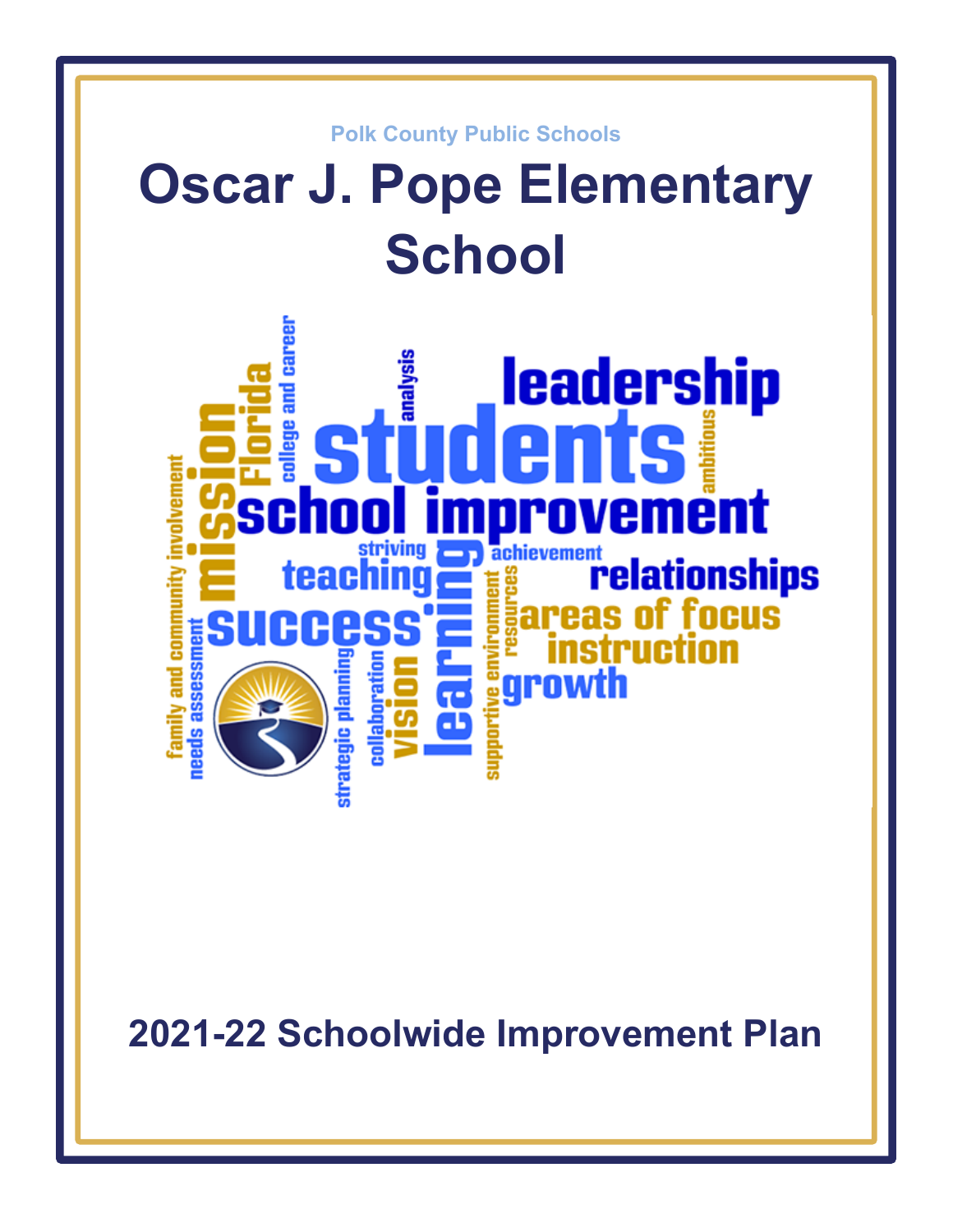Polk County Public Schools

# Oscar J. Pope Elementary School

## 2021-22 Schoolwide Improvement Plan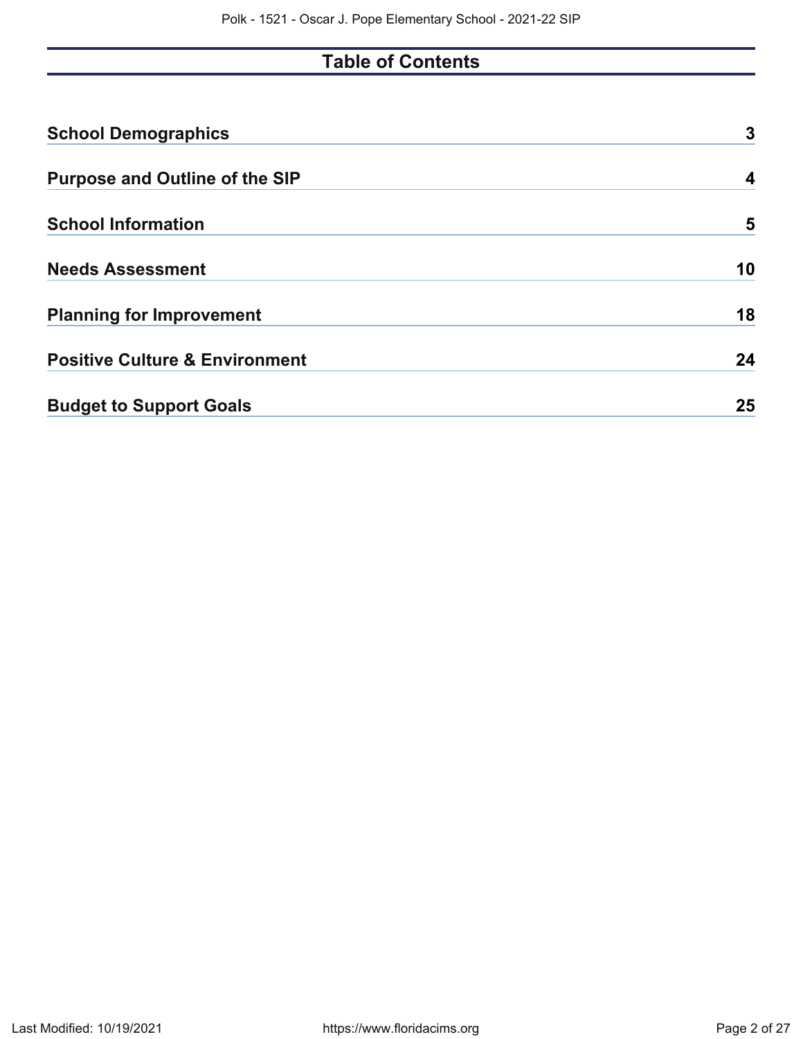# Table of Contents

| | |
|---|---|
| **School Demographics** | **3** |
| **Purpose and Outline of the SIP** | **4** |
| **School Information** | **5** |
| **Needs Assessment** | **10** |
| **Planning for Improvement** | **18** |
| **Positive Culture & Environment** | **24** |
| **Budget to Support Goals** | **25** |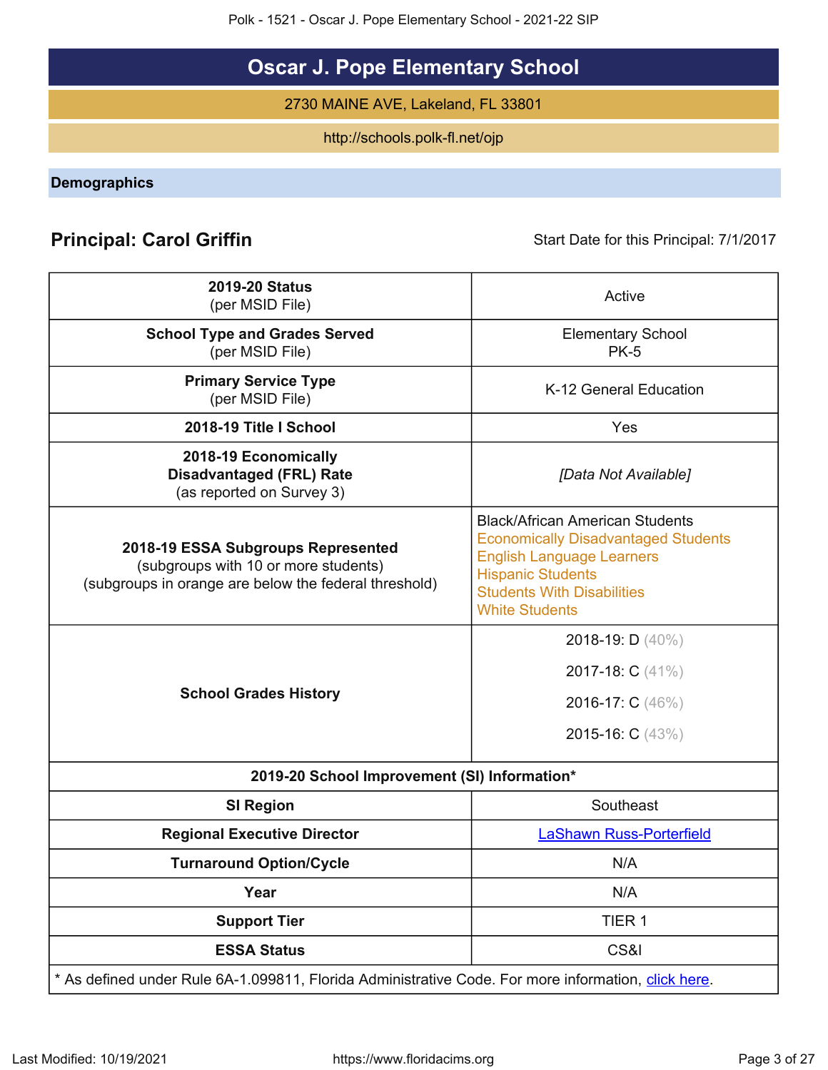# Oscar J. Pope Elementary School

2730 MAINE AVE, Lakeland, FL 33801

http://schools.polk-fl.net/ojp

## Demographics

**Principal: Carol Griffin** Start Date for this Principal: 7/1/2017

| | |
|---|---|
| **2019-20 Status** (per MSID File) | Active |
| **School Type and Grades Served** (per MSID File) | Elementary School PK-5 |
| **Primary Service Type** (per MSID File) | K-12 General Education |
| **2018-19 Title I School** | Yes |
| **2018-19 Economically Disadvantaged (FRL) Rate** (as reported on Survey 3) | *[Data Not Available]* |
| **2018-19 ESSA Subgroups Represented** (subgroups with 10 or more students) (subgroups in orange are below the federal threshold) | Black/African American Students<br>Economically Disadvantaged Students<br>English Language Learners<br>Hispanic Students<br>Students With Disabilities<br>White Students |
| **School Grades History** | 2018-19: D (40%)<br>2017-18: C (41%)<br>2016-17: C (46%)<br>2015-16: C (43%) |
| **2019-20 School Improvement (SI) Information*** | |
| **SI Region** | Southeast |
| **Regional Executive Director** | LaShawn Russ-Porterfield |
| **Turnaround Option/Cycle** | N/A |
| **Year** | N/A |
| **Support Tier** | TIER 1 |
| **ESSA Status** | CS&I |

* As defined under Rule 6A-1.099811, Florida Administrative Code. For more information, click here.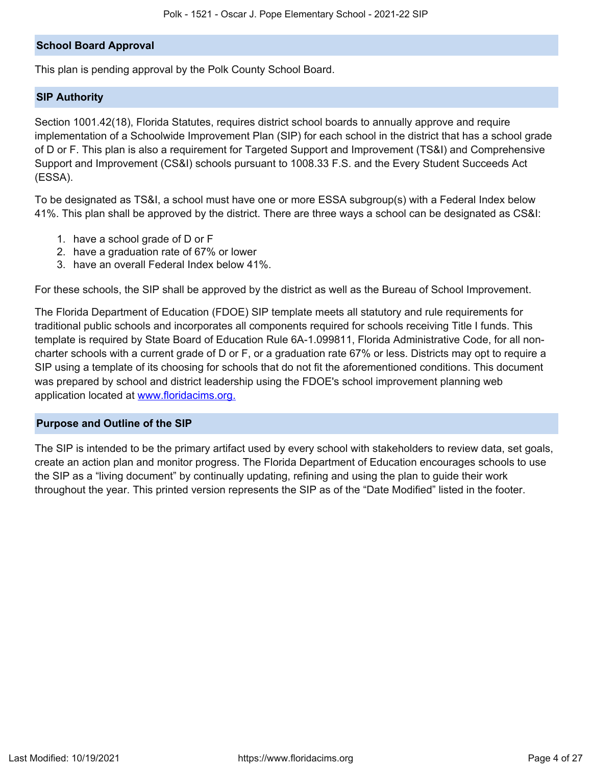## School Board Approval

This plan is pending approval by the Polk County School Board.

## SIP Authority

Section 1001.42(18), Florida Statutes, requires district school boards to annually approve and require implementation of a Schoolwide Improvement Plan (SIP) for each school in the district that has a school grade of D or F. This plan is also a requirement for Targeted Support and Improvement (TS&I) and Comprehensive Support and Improvement (CS&I) schools pursuant to 1008.33 F.S. and the Every Student Succeeds Act (ESSA).

To be designated as TS&I, a school must have one or more ESSA subgroup(s) with a Federal Index below 41%. This plan shall be approved by the district. There are three ways a school can be designated as CS&I:

1. have a school grade of D or F
2. have a graduation rate of 67% or lower
3. have an overall Federal Index below 41%.

For these schools, the SIP shall be approved by the district as well as the Bureau of School Improvement.

The Florida Department of Education (FDOE) SIP template meets all statutory and rule requirements for traditional public schools and incorporates all components required for schools receiving Title I funds. This template is required by State Board of Education Rule 6A-1.099811, Florida Administrative Code, for all non-charter schools with a current grade of D or F, or a graduation rate 67% or less. Districts may opt to require a SIP using a template of its choosing for schools that do not fit the aforementioned conditions. This document was prepared by school and district leadership using the FDOE's school improvement planning web application located at [www.floridacims.org.](https://www.floridacims.org)

## Purpose and Outline of the SIP

The SIP is intended to be the primary artifact used by every school with stakeholders to review data, set goals, create an action plan and monitor progress. The Florida Department of Education encourages schools to use the SIP as a "living document" by continually updating, refining and using the plan to guide their work throughout the year. This printed version represents the SIP as of the "Date Modified" listed in the footer.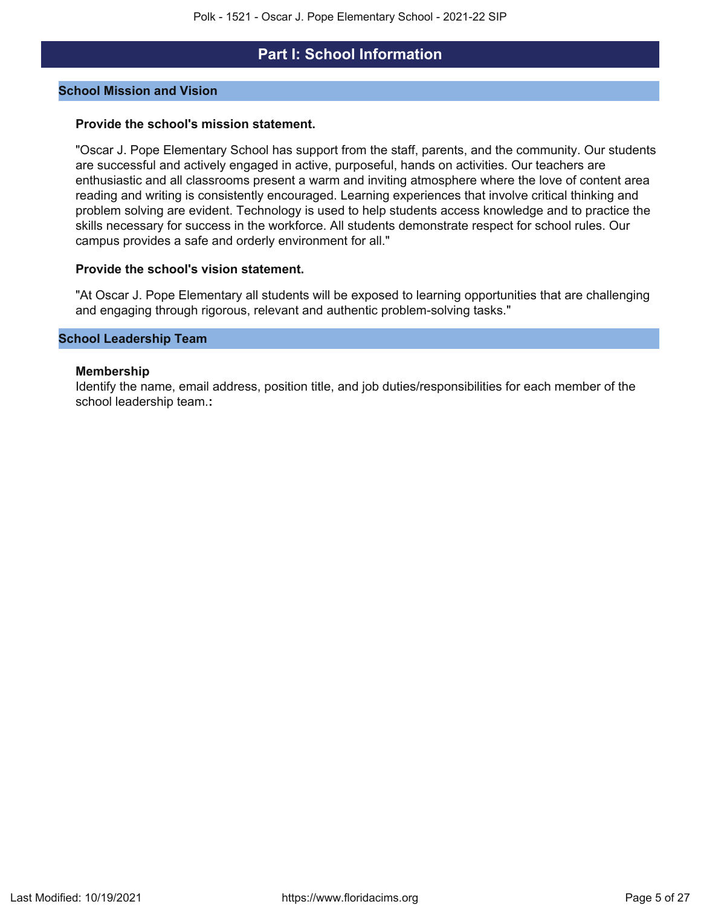# Part I: School Information

## School Mission and Vision

**Provide the school's mission statement.**

"Oscar J. Pope Elementary School has support from the staff, parents, and the community. Our students are successful and actively engaged in active, purposeful, hands on activities. Our teachers are enthusiastic and all classrooms present a warm and inviting atmosphere where the love of content area reading and writing is consistently encouraged. Learning experiences that involve critical thinking and problem solving are evident. Technology is used to help students access knowledge and to practice the skills necessary for success in the workforce. All students demonstrate respect for school rules. Our campus provides a safe and orderly environment for all."

**Provide the school's vision statement.**

"At Oscar J. Pope Elementary all students will be exposed to learning opportunities that are challenging and engaging through rigorous, relevant and authentic problem-solving tasks."

## School Leadership Team

**Membership**
Identify the name, email address, position title, and job duties/responsibilities for each member of the school leadership team.**:**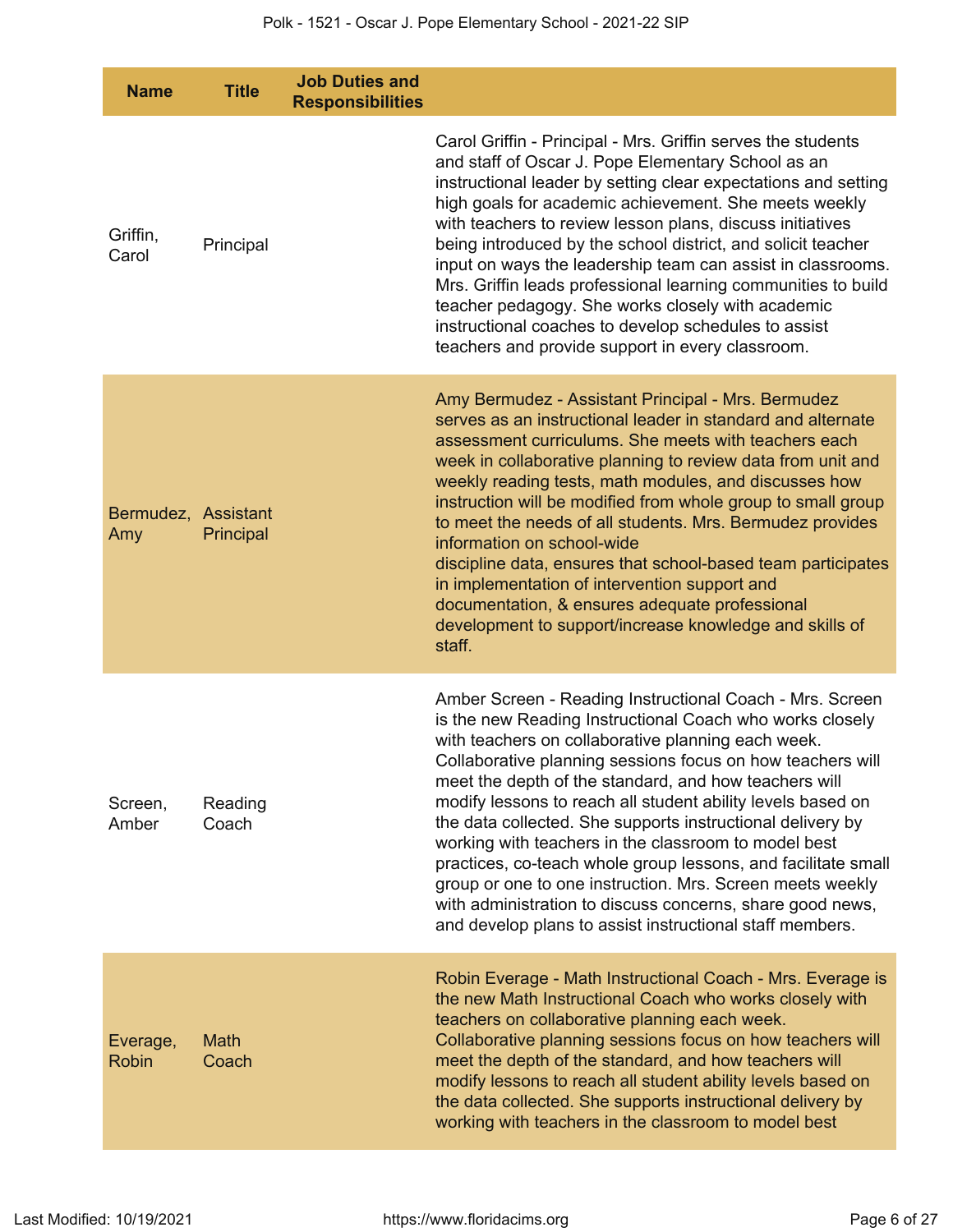| Name | Title | Job Duties and Responsibilities | |
|---|---|---|---|
| Griffin, Carol | Principal | | Carol Griffin - Principal - Mrs. Griffin serves the students and staff of Oscar J. Pope Elementary School as an instructional leader by setting clear expectations and setting high goals for academic achievement. She meets weekly with teachers to review lesson plans, discuss initiatives being introduced by the school district, and solicit teacher input on ways the leadership team can assist in classrooms. Mrs. Griffin leads professional learning communities to build teacher pedagogy. She works closely with academic instructional coaches to develop schedules to assist teachers and provide support in every classroom. |
| Bermudez, Amy | Assistant Principal | | Amy Bermudez - Assistant Principal - Mrs. Bermudez serves as an instructional leader in standard and alternate assessment curriculums. She meets with teachers each week in collaborative planning to review data from unit and weekly reading tests, math modules, and discusses how instruction will be modified from whole group to small group to meet the needs of all students. Mrs. Bermudez provides information on school-wide discipline data, ensures that school-based team participates in implementation of intervention support and documentation, & ensures adequate professional development to support/increase knowledge and skills of staff. |
| Screen, Amber | Reading Coach | | Amber Screen - Reading Instructional Coach - Mrs. Screen is the new Reading Instructional Coach who works closely with teachers on collaborative planning each week. Collaborative planning sessions focus on how teachers will meet the depth of the standard, and how teachers will modify lessons to reach all student ability levels based on the data collected. She supports instructional delivery by working with teachers in the classroom to model best practices, co-teach whole group lessons, and facilitate small group or one to one instruction. Mrs. Screen meets weekly with administration to discuss concerns, share good news, and develop plans to assist instructional staff members. |
| Everage, Robin | Math Coach | | Robin Everage - Math Instructional Coach - Mrs. Everage is the new Math Instructional Coach who works closely with teachers on collaborative planning each week. Collaborative planning sessions focus on how teachers will meet the depth of the standard, and how teachers will modify lessons to reach all student ability levels based on the data collected. She supports instructional delivery by working with teachers in the classroom to model best |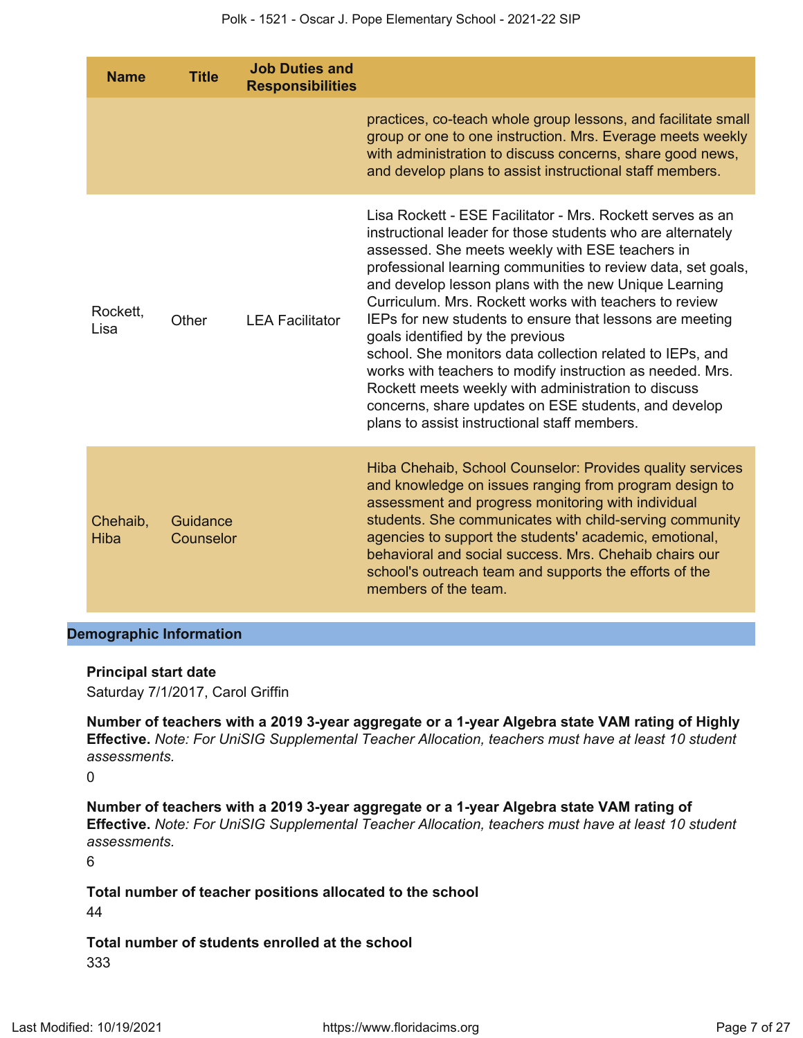| Name | Title | Job Duties and Responsibilities | |
|---|---|---|---|
| | | | practices, co-teach whole group lessons, and facilitate small group or one to one instruction. Mrs. Everage meets weekly with administration to discuss concerns, share good news, and develop plans to assist instructional staff members. |
| Rockett, Lisa | Other | LEA Facilitator | Lisa Rockett - ESE Facilitator - Mrs. Rockett serves as an instructional leader for those students who are alternately assessed. She meets weekly with ESE teachers in professional learning communities to review data, set goals, and develop lesson plans with the new Unique Learning Curriculum. Mrs. Rockett works with teachers to review IEPs for new students to ensure that lessons are meeting goals identified by the previous school. She monitors data collection related to IEPs, and works with teachers to modify instruction as needed. Mrs. Rockett meets weekly with administration to discuss concerns, share updates on ESE students, and develop plans to assist instructional staff members. |
| Chehaib, Hiba | Guidance Counselor | | Hiba Chehaib, School Counselor: Provides quality services and knowledge on issues ranging from program design to assessment and progress monitoring with individual students. She communicates with child-serving community agencies to support the students' academic, emotional, behavioral and social success. Mrs. Chehaib chairs our school's outreach team and supports the efforts of the members of the team. |

## Demographic Information

**Principal start date**

Saturday 7/1/2017, Carol Griffin

**Number of teachers with a 2019 3-year aggregate or a 1-year Algebra state VAM rating of Highly Effective.** *Note: For UniSIG Supplemental Teacher Allocation, teachers must have at least 10 student assessments.*

0

**Number of teachers with a 2019 3-year aggregate or a 1-year Algebra state VAM rating of Effective.** *Note: For UniSIG Supplemental Teacher Allocation, teachers must have at least 10 student assessments.*

6

**Total number of teacher positions allocated to the school**

44

**Total number of students enrolled at the school**

333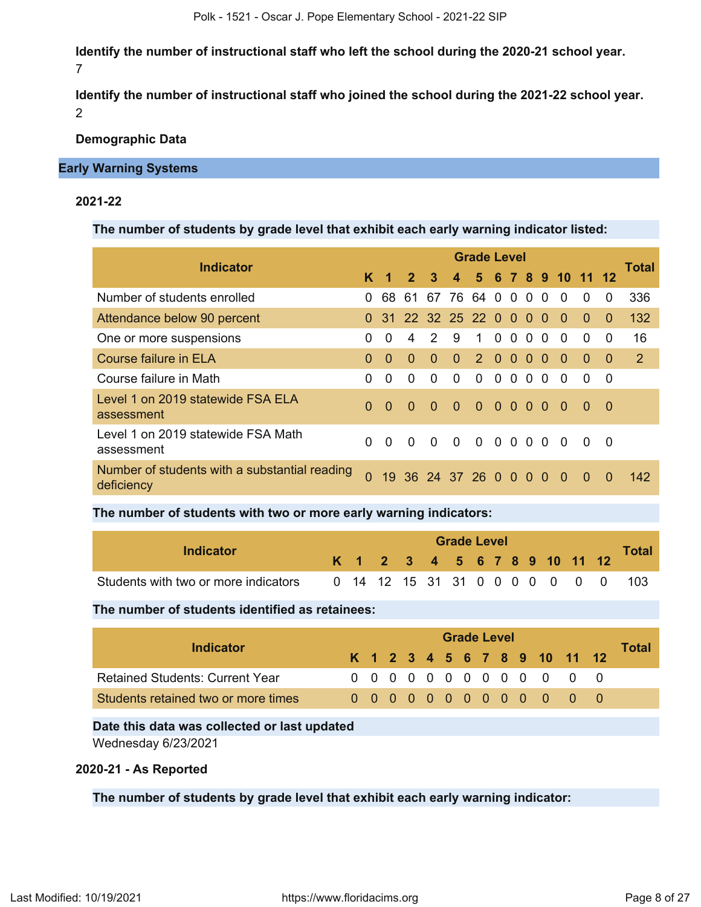**Identify the number of instructional staff who left the school during the 2020-21 school year.**

7

**Identify the number of instructional staff who joined the school during the 2021-22 school year.**

2

**Demographic Data**

## Early Warning Systems

### 2021-22

**The number of students by grade level that exhibit each early warning indicator listed:**

| Indicator | Grade Level | | | | | | | | | | | | | Total |
|---|---|---|---|---|---|---|---|---|---|---|---|---|---|---|
| | K | 1 | 2 | 3 | 4 | 5 | 6 | 7 | 8 | 9 | 10 | 11 | 12 | |
| Number of students enrolled | 0 | 68 | 61 | 67 | 76 | 64 | 0 | 0 | 0 | 0 | 0 | 0 | 0 | 336 |
| Attendance below 90 percent | 0 | 31 | 22 | 32 | 25 | 22 | 0 | 0 | 0 | 0 | 0 | 0 | 0 | 132 |
| One or more suspensions | 0 | 0 | 4 | 2 | 9 | 1 | 0 | 0 | 0 | 0 | 0 | 0 | 0 | 16 |
| Course failure in ELA | 0 | 0 | 0 | 0 | 0 | 2 | 0 | 0 | 0 | 0 | 0 | 0 | 0 | 2 |
| Course failure in Math | 0 | 0 | 0 | 0 | 0 | 0 | 0 | 0 | 0 | 0 | 0 | 0 | 0 | |
| Level 1 on 2019 statewide FSA ELA assessment | 0 | 0 | 0 | 0 | 0 | 0 | 0 | 0 | 0 | 0 | 0 | 0 | 0 | |
| Level 1 on 2019 statewide FSA Math assessment | 0 | 0 | 0 | 0 | 0 | 0 | 0 | 0 | 0 | 0 | 0 | 0 | 0 | |
| Number of students with a substantial reading deficiency | 0 | 19 | 36 | 24 | 37 | 26 | 0 | 0 | 0 | 0 | 0 | 0 | 0 | 142 |

**The number of students with two or more early warning indicators:**

| Indicator | Grade Level | | | | | | | | | | | | | Total |
|---|---|---|---|---|---|---|---|---|---|---|---|---|---|---|
| | K | 1 | 2 | 3 | 4 | 5 | 6 | 7 | 8 | 9 | 10 | 11 | 12 | |
| Students with two or more indicators | 0 | 14 | 12 | 15 | 31 | 31 | 0 | 0 | 0 | 0 | 0 | 0 | 0 | 103 |

**The number of students identified as retainees:**

| Indicator | Grade Level | | | | | | | | | | | | | Total |
|---|---|---|---|---|---|---|---|---|---|---|---|---|---|---|
| | K | 1 | 2 | 3 | 4 | 5 | 6 | 7 | 8 | 9 | 10 | 11 | 12 | |
| Retained Students: Current Year | 0 | 0 | 0 | 0 | 0 | 0 | 0 | 0 | 0 | 0 | 0 | 0 | 0 | |
| Students retained two or more times | 0 | 0 | 0 | 0 | 0 | 0 | 0 | 0 | 0 | 0 | 0 | 0 | 0 | |

**Date this data was collected or last updated**

Wednesday 6/23/2021

### 2020-21 - As Reported

**The number of students by grade level that exhibit each early warning indicator:**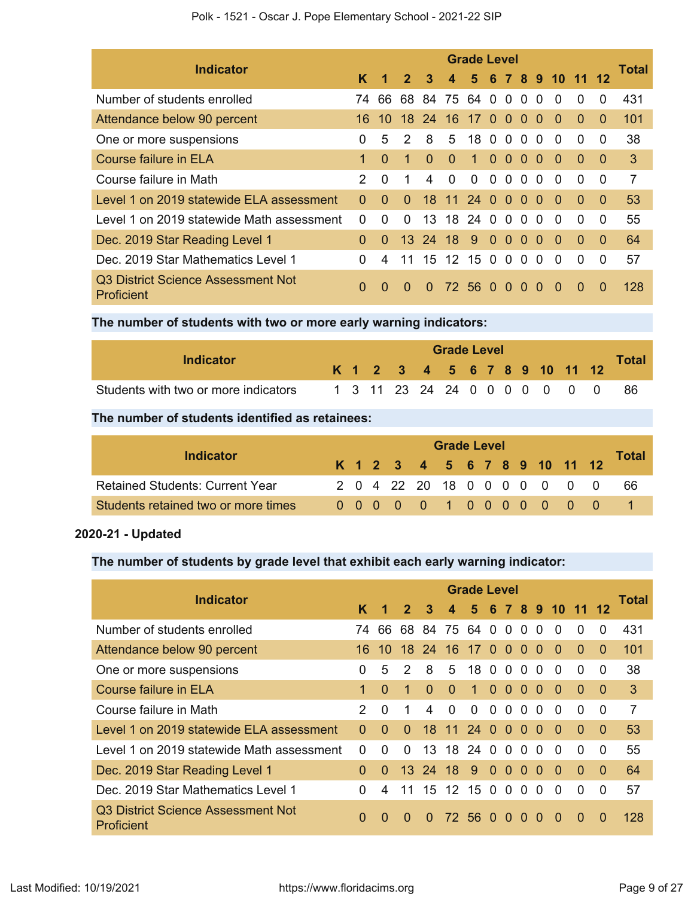| Indicator | K | 1 | 2 | 3 | 4 | 5 | 6 | 7 | 8 | 9 | 10 | 11 | 12 | Total |
|---|---|---|---|---|---|---|---|---|---|---|---|---|---|---|
| Number of students enrolled | 74 | 66 | 68 | 84 | 75 | 64 | 0 | 0 | 0 | 0 | 0 | 0 | 0 | 431 |
| Attendance below 90 percent | 16 | 10 | 18 | 24 | 16 | 17 | 0 | 0 | 0 | 0 | 0 | 0 | 0 | 101 |
| One or more suspensions | 0 | 5 | 2 | 8 | 5 | 18 | 0 | 0 | 0 | 0 | 0 | 0 | 0 | 38 |
| Course failure in ELA | 1 | 0 | 1 | 0 | 0 | 1 | 0 | 0 | 0 | 0 | 0 | 0 | 0 | 3 |
| Course failure in Math | 2 | 0 | 1 | 4 | 0 | 0 | 0 | 0 | 0 | 0 | 0 | 0 | 0 | 7 |
| Level 1 on 2019 statewide ELA assessment | 0 | 0 | 0 | 18 | 11 | 24 | 0 | 0 | 0 | 0 | 0 | 0 | 0 | 53 |
| Level 1 on 2019 statewide Math assessment | 0 | 0 | 0 | 13 | 18 | 24 | 0 | 0 | 0 | 0 | 0 | 0 | 0 | 55 |
| Dec. 2019 Star Reading Level 1 | 0 | 0 | 13 | 24 | 18 | 9 | 0 | 0 | 0 | 0 | 0 | 0 | 0 | 64 |
| Dec. 2019 Star Mathematics Level 1 | 0 | 4 | 11 | 15 | 12 | 15 | 0 | 0 | 0 | 0 | 0 | 0 | 0 | 57 |
| Q3 District Science Assessment Not Proficient | 0 | 0 | 0 | 0 | 72 | 56 | 0 | 0 | 0 | 0 | 0 | 0 | 0 | 128 |

**The number of students with two or more early warning indicators:**

| Indicator | K | 1 | 2 | 3 | 4 | 5 | 6 | 7 | 8 | 9 | 10 | 11 | 12 | Total |
|---|---|---|---|---|---|---|---|---|---|---|---|---|---|---|
| Students with two or more indicators | 1 | 3 | 11 | 23 | 24 | 24 | 0 | 0 | 0 | 0 | 0 | 0 | 0 | 86 |

**The number of students identified as retainees:**

| Indicator | K | 1 | 2 | 3 | 4 | 5 | 6 | 7 | 8 | 9 | 10 | 11 | 12 | Total |
|---|---|---|---|---|---|---|---|---|---|---|---|---|---|---|
| Retained Students: Current Year | 2 | 0 | 4 | 22 | 20 | 18 | 0 | 0 | 0 | 0 | 0 | 0 | 0 | 66 |
| Students retained two or more times | 0 | 0 | 0 | 0 | 0 | 1 | 0 | 0 | 0 | 0 | 0 | 0 | 0 | 1 |

**2020-21 - Updated**

**The number of students by grade level that exhibit each early warning indicator:**

| Indicator | K | 1 | 2 | 3 | 4 | 5 | 6 | 7 | 8 | 9 | 10 | 11 | 12 | Total |
|---|---|---|---|---|---|---|---|---|---|---|---|---|---|---|
| Number of students enrolled | 74 | 66 | 68 | 84 | 75 | 64 | 0 | 0 | 0 | 0 | 0 | 0 | 0 | 431 |
| Attendance below 90 percent | 16 | 10 | 18 | 24 | 16 | 17 | 0 | 0 | 0 | 0 | 0 | 0 | 0 | 101 |
| One or more suspensions | 0 | 5 | 2 | 8 | 5 | 18 | 0 | 0 | 0 | 0 | 0 | 0 | 0 | 38 |
| Course failure in ELA | 1 | 0 | 1 | 0 | 0 | 1 | 0 | 0 | 0 | 0 | 0 | 0 | 0 | 3 |
| Course failure in Math | 2 | 0 | 1 | 4 | 0 | 0 | 0 | 0 | 0 | 0 | 0 | 0 | 0 | 7 |
| Level 1 on 2019 statewide ELA assessment | 0 | 0 | 0 | 18 | 11 | 24 | 0 | 0 | 0 | 0 | 0 | 0 | 0 | 53 |
| Level 1 on 2019 statewide Math assessment | 0 | 0 | 0 | 13 | 18 | 24 | 0 | 0 | 0 | 0 | 0 | 0 | 0 | 55 |
| Dec. 2019 Star Reading Level 1 | 0 | 0 | 13 | 24 | 18 | 9 | 0 | 0 | 0 | 0 | 0 | 0 | 0 | 64 |
| Dec. 2019 Star Mathematics Level 1 | 0 | 4 | 11 | 15 | 12 | 15 | 0 | 0 | 0 | 0 | 0 | 0 | 0 | 57 |
| Q3 District Science Assessment Not Proficient | 0 | 0 | 0 | 0 | 72 | 56 | 0 | 0 | 0 | 0 | 0 | 0 | 0 | 128 |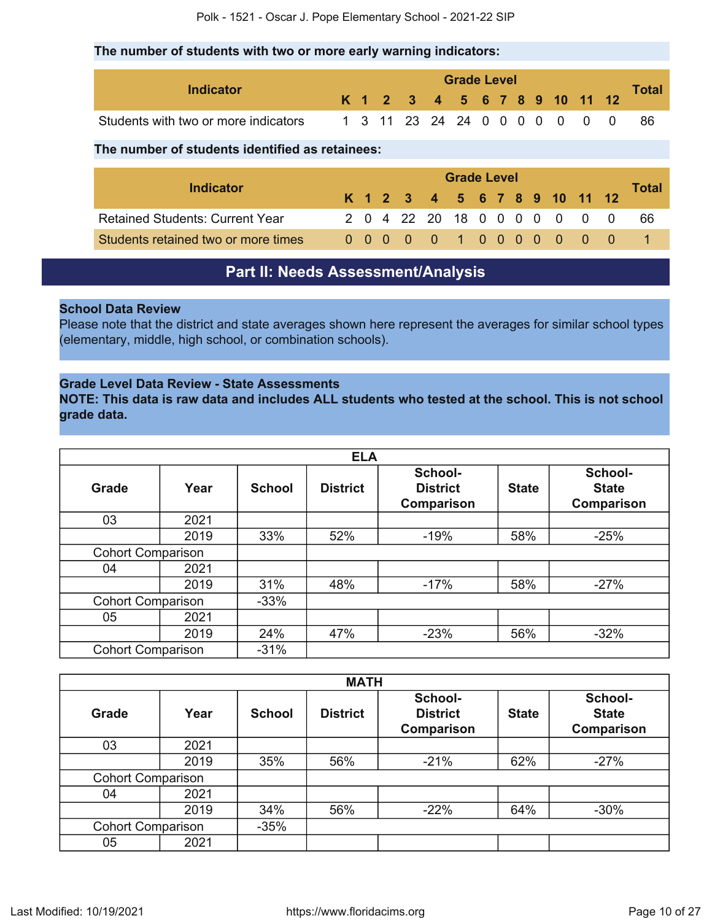**The number of students with two or more early warning indicators:**

| Indicator | Grade Level | | | | | | | | | | | | | Total |
|---|---|---|---|---|---|---|---|---|---|---|---|---|---|---|
| | K | 1 | 2 | 3 | 4 | 5 | 6 | 7 | 8 | 9 | 10 | 11 | 12 | |
| Students with two or more indicators | 1 | 3 | 11 | 23 | 24 | 24 | 0 | 0 | 0 | 0 | 0 | 0 | 0 | 86 |

**The number of students identified as retainees:**

| Indicator | Grade Level | | | | | | | | | | | | | Total |
|---|---|---|---|---|---|---|---|---|---|---|---|---|---|---|
| | K | 1 | 2 | 3 | 4 | 5 | 6 | 7 | 8 | 9 | 10 | 11 | 12 | |
| Retained Students: Current Year | 2 | 0 | 4 | 22 | 20 | 18 | 0 | 0 | 0 | 0 | 0 | 0 | 0 | 66 |
| Students retained two or more times | 0 | 0 | 0 | 0 | 0 | 1 | 0 | 0 | 0 | 0 | 0 | 0 | 0 | 1 |

# Part II: Needs Assessment/Analysis

**School Data Review**

Please note that the district and state averages shown here represent the averages for similar school types (elementary, middle, high school, or combination schools).

**Grade Level Data Review - State Assessments**

**NOTE: This data is raw data and includes ALL students who tested at the school. This is not school grade data.**

| ELA | | | | | | |
|---|---|---|---|---|---|---|
| Grade | Year | School | District | School-District Comparison | State | School-State Comparison |
| 03 | 2021 | | | | | |
| | 2019 | 33% | 52% | -19% | 58% | -25% |
| Cohort Comparison | | | | | | |
| 04 | 2021 | | | | | |
| | 2019 | 31% | 48% | -17% | 58% | -27% |
| Cohort Comparison | | -33% | | | | |
| 05 | 2021 | | | | | |
| | 2019 | 24% | 47% | -23% | 56% | -32% |
| Cohort Comparison | | -31% | | | | |

| MATH | | | | | | |
|---|---|---|---|---|---|---|
| Grade | Year | School | District | School-District Comparison | State | School-State Comparison |
| 03 | 2021 | | | | | |
| | 2019 | 35% | 56% | -21% | 62% | -27% |
| Cohort Comparison | | | | | | |
| 04 | 2021 | | | | | |
| | 2019 | 34% | 56% | -22% | 64% | -30% |
| Cohort Comparison | | -35% | | | | |
| 05 | 2021 | | | | | |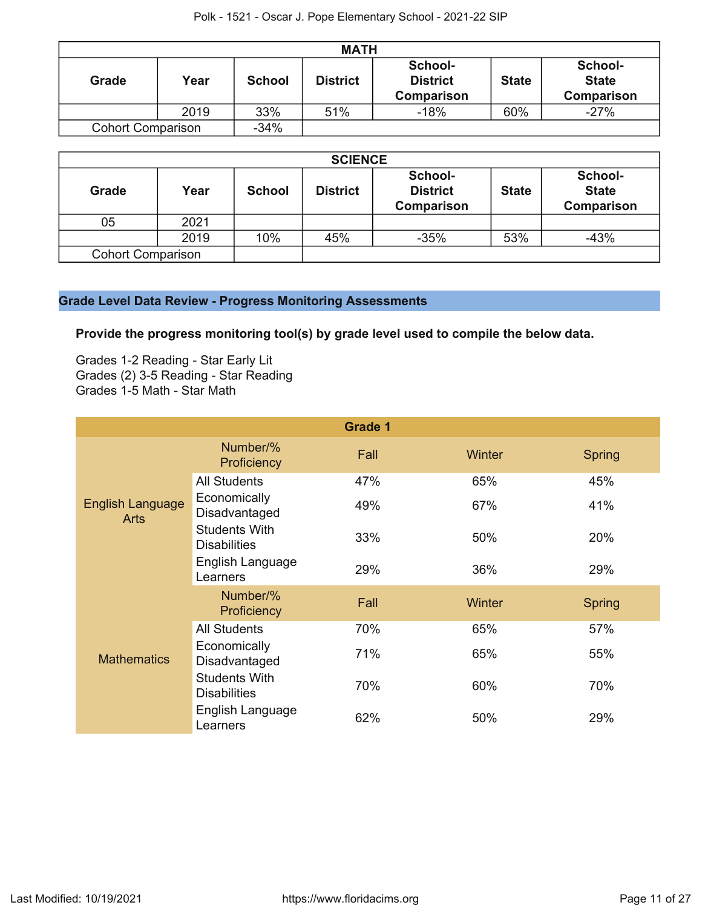| MATH | | | | | | |
|---|---|---|---|---|---|---|
| **Grade** | **Year** | **School** | **District** | **School-District Comparison** | **State** | **School-State Comparison** |
| | 2019 | 33% | 51% | -18% | 60% | -27% |
| Cohort Comparison | | -34% | | | | |

| SCIENCE | | | | | | |
|---|---|---|---|---|---|---|
| **Grade** | **Year** | **School** | **District** | **School-District Comparison** | **State** | **School-State Comparison** |
| 05 | 2021 | | | | | |
| | 2019 | 10% | 45% | -35% | 53% | -43% |
| Cohort Comparison | | | | | | |

## Grade Level Data Review - Progress Monitoring Assessments

**Provide the progress monitoring tool(s) by grade level used to compile the below data.**

Grades 1-2 Reading - Star Early Lit
Grades (2) 3-5 Reading - Star Reading
Grades 1-5 Math - Star Math

| Grade 1 | | | | |
|---|---|---|---|---|
| English Language Arts | Number/% Proficiency | Fall | Winter | Spring |
| | All Students | 47% | 65% | 45% |
| | Economically Disadvantaged | 49% | 67% | 41% |
| | Students With Disabilities | 33% | 50% | 20% |
| | English Language Learners | 29% | 36% | 29% |
| Mathematics | Number/% Proficiency | Fall | Winter | Spring |
| | All Students | 70% | 65% | 57% |
| | Economically Disadvantaged | 71% | 65% | 55% |
| | Students With Disabilities | 70% | 60% | 70% |
| | English Language Learners | 62% | 50% | 29% |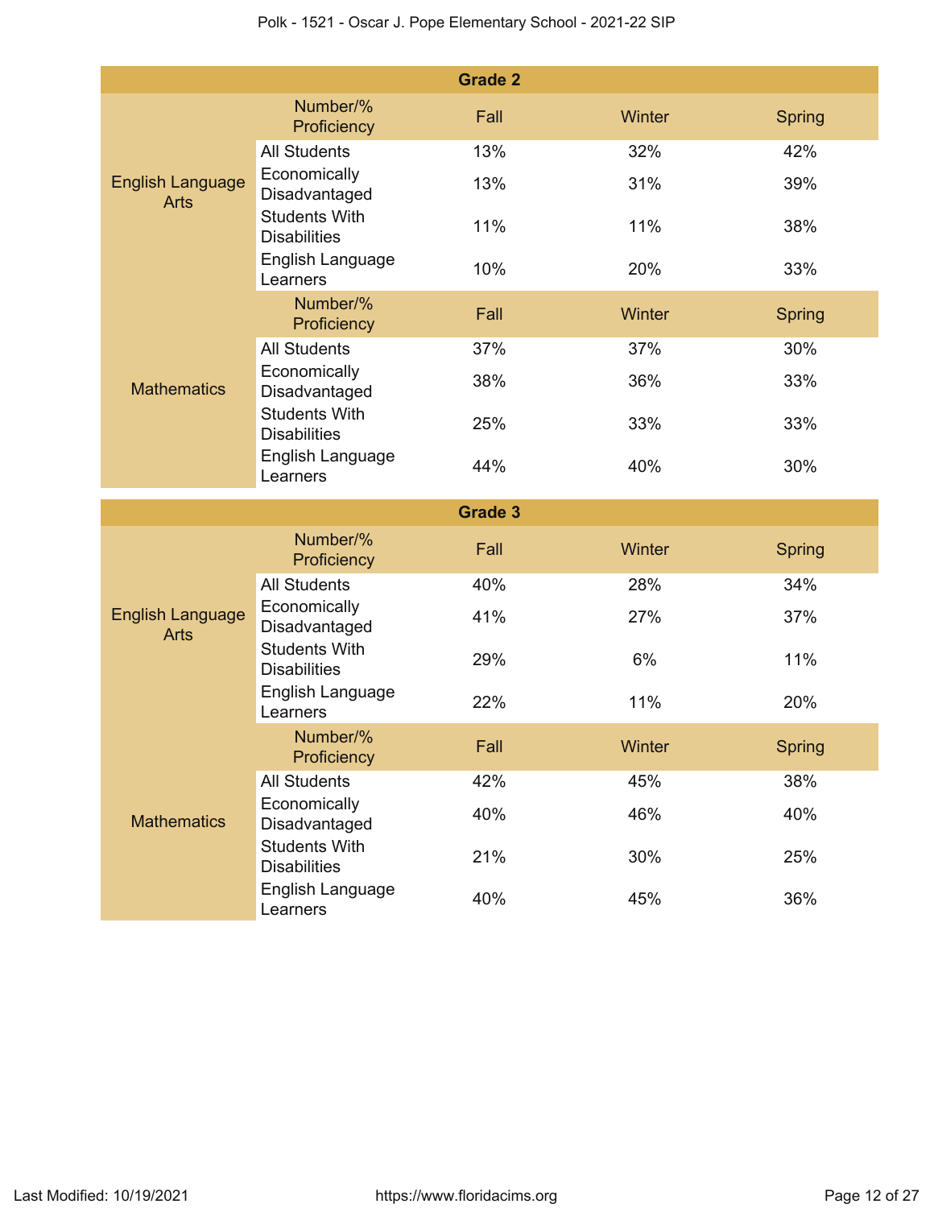| Grade 2 | | | | |
|---|---|---|---|---|
| | Number/% Proficiency | Fall | Winter | Spring |
| English Language Arts | All Students | 13% | 32% | 42% |
| | Economically Disadvantaged | 13% | 31% | 39% |
| | Students With Disabilities | 11% | 11% | 38% |
| | English Language Learners | 10% | 20% | 33% |
| | Number/% Proficiency | Fall | Winter | Spring |
| Mathematics | All Students | 37% | 37% | 30% |
| | Economically Disadvantaged | 38% | 36% | 33% |
| | Students With Disabilities | 25% | 33% | 33% |
| | English Language Learners | 44% | 40% | 30% |

| Grade 3 | | | | |
|---|---|---|---|---|
| | Number/% Proficiency | Fall | Winter | Spring |
| English Language Arts | All Students | 40% | 28% | 34% |
| | Economically Disadvantaged | 41% | 27% | 37% |
| | Students With Disabilities | 29% | 6% | 11% |
| | English Language Learners | 22% | 11% | 20% |
| | Number/% Proficiency | Fall | Winter | Spring |
| Mathematics | All Students | 42% | 45% | 38% |
| | Economically Disadvantaged | 40% | 46% | 40% |
| | Students With Disabilities | 21% | 30% | 25% |
| | English Language Learners | 40% | 45% | 36% |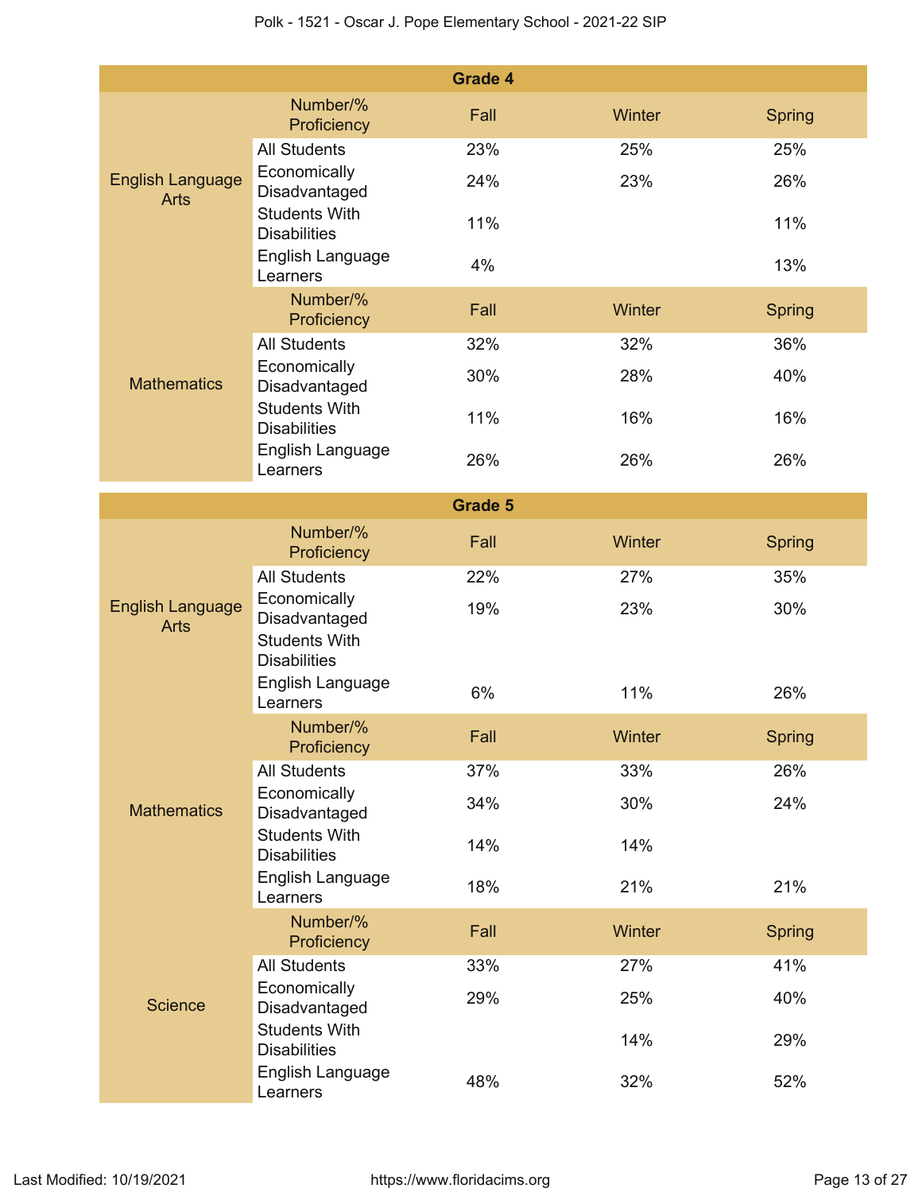| Grade 4 | | | | |
|---|---|---|---|---|
| | Number/% Proficiency | Fall | Winter | Spring |
| English Language Arts | All Students | 23% | 25% | 25% |
| | Economically Disadvantaged | 24% | 23% | 26% |
| | Students With Disabilities | 11% | | 11% |
| | English Language Learners | 4% | | 13% |
| | Number/% Proficiency | Fall | Winter | Spring |
| Mathematics | All Students | 32% | 32% | 36% |
| | Economically Disadvantaged | 30% | 28% | 40% |
| | Students With Disabilities | 11% | 16% | 16% |
| | English Language Learners | 26% | 26% | 26% |

| Grade 5 | | | | |
|---|---|---|---|---|
| | Number/% Proficiency | Fall | Winter | Spring |
| English Language Arts | All Students | 22% | 27% | 35% |
| | Economically Disadvantaged | 19% | 23% | 30% |
| | Students With Disabilities | | | |
| | English Language Learners | 6% | 11% | 26% |
| | Number/% Proficiency | Fall | Winter | Spring |
| Mathematics | All Students | 37% | 33% | 26% |
| | Economically Disadvantaged | 34% | 30% | 24% |
| | Students With Disabilities | 14% | 14% | |
| | English Language Learners | 18% | 21% | 21% |
| | Number/% Proficiency | Fall | Winter | Spring |
| Science | All Students | 33% | 27% | 41% |
| | Economically Disadvantaged | 29% | 25% | 40% |
| | Students With Disabilities | | 14% | 29% |
| | English Language Learners | 48% | 32% | 52% |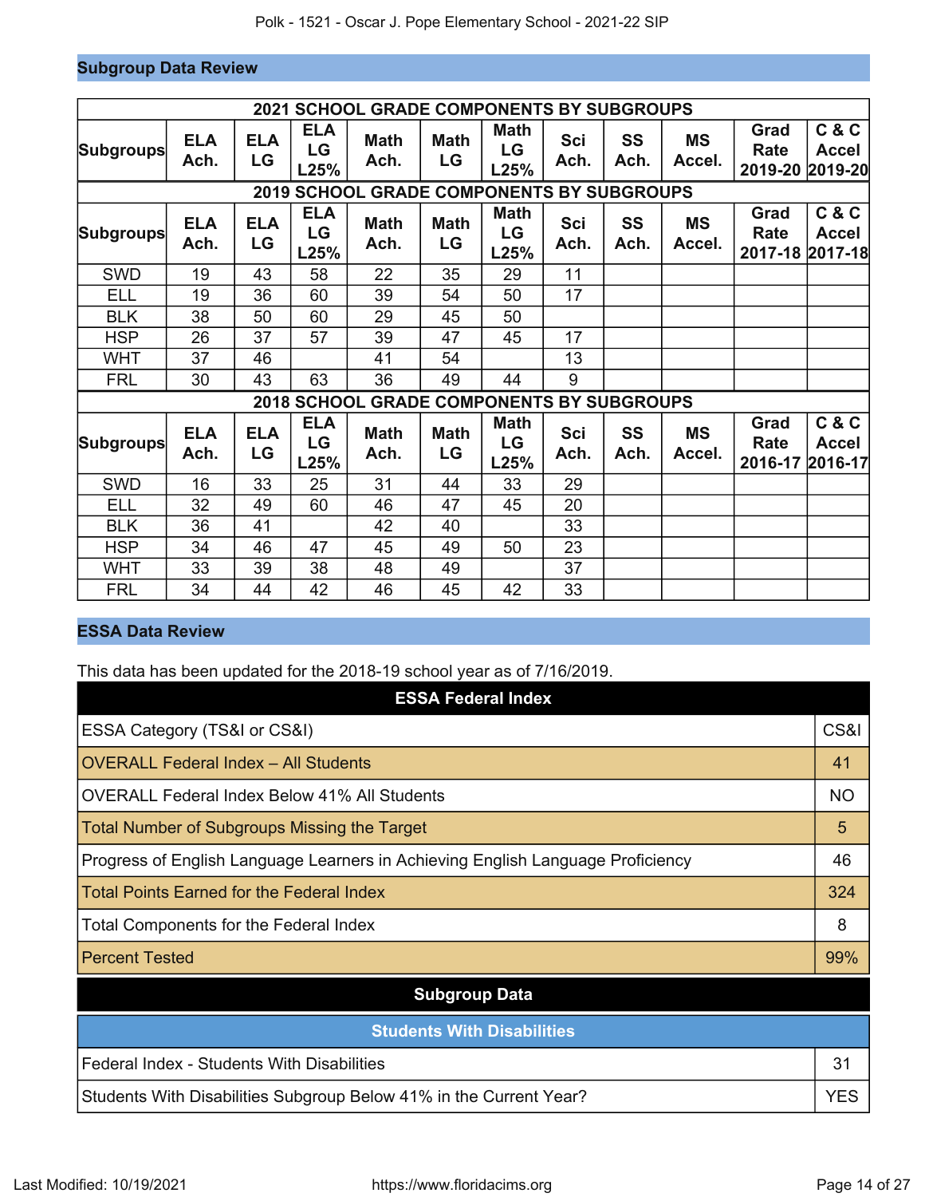## Subgroup Data Review

| 2021 SCHOOL GRADE COMPONENTS BY SUBGROUPS | | | | | | | | | | | |
|---|---|---|---|---|---|---|---|---|---|---|---|
| Subgroups | ELA Ach. | ELA LG | ELA LG L25% | Math Ach. | Math LG | Math LG L25% | Sci Ach. | SS Ach. | MS Accel. | Grad Rate 2019-20 | C & C Accel 2019-20 |
| **2019 SCHOOL GRADE COMPONENTS BY SUBGROUPS** | | | | | | | | | | | |
| Subgroups | ELA Ach. | ELA LG | ELA LG L25% | Math Ach. | Math LG | Math LG L25% | Sci Ach. | SS Ach. | MS Accel. | Grad Rate 2017-18 | C & C Accel 2017-18 |
| SWD | 19 | 43 | 58 | 22 | 35 | 29 | 11 | | | | |
| ELL | 19 | 36 | 60 | 39 | 54 | 50 | 17 | | | | |
| BLK | 38 | 50 | 60 | 29 | 45 | 50 | | | | | |
| HSP | 26 | 37 | 57 | 39 | 47 | 45 | 17 | | | | |
| WHT | 37 | 46 | | 41 | 54 | | 13 | | | | |
| FRL | 30 | 43 | 63 | 36 | 49 | 44 | 9 | | | | |
| **2018 SCHOOL GRADE COMPONENTS BY SUBGROUPS** | | | | | | | | | | | |
| Subgroups | ELA Ach. | ELA LG | ELA LG L25% | Math Ach. | Math LG | Math LG L25% | Sci Ach. | SS Ach. | MS Accel. | Grad Rate 2016-17 | C & C Accel 2016-17 |
| SWD | 16 | 33 | 25 | 31 | 44 | 33 | 29 | | | | |
| ELL | 32 | 49 | 60 | 46 | 47 | 45 | 20 | | | | |
| BLK | 36 | 41 | | 42 | 40 | | 33 | | | | |
| HSP | 34 | 46 | 47 | 45 | 49 | 50 | 23 | | | | |
| WHT | 33 | 39 | 38 | 48 | 49 | | 37 | | | | |
| FRL | 34 | 44 | 42 | 46 | 45 | 42 | 33 | | | | |

## ESSA Data Review

This data has been updated for the 2018-19 school year as of 7/16/2019.

| ESSA Federal Index | |
|---|---|
| ESSA Category (TS&I or CS&I) | CS&I |
| OVERALL Federal Index – All Students | 41 |
| OVERALL Federal Index Below 41% All Students | NO |
| Total Number of Subgroups Missing the Target | 5 |
| Progress of English Language Learners in Achieving English Language Proficiency | 46 |
| Total Points Earned for the Federal Index | 324 |
| Total Components for the Federal Index | 8 |
| Percent Tested | 99% |

### Subgroup Data

| Students With Disabilities | |
|---|---|
| Federal Index - Students With Disabilities | 31 |
| Students With Disabilities Subgroup Below 41% in the Current Year? | YES |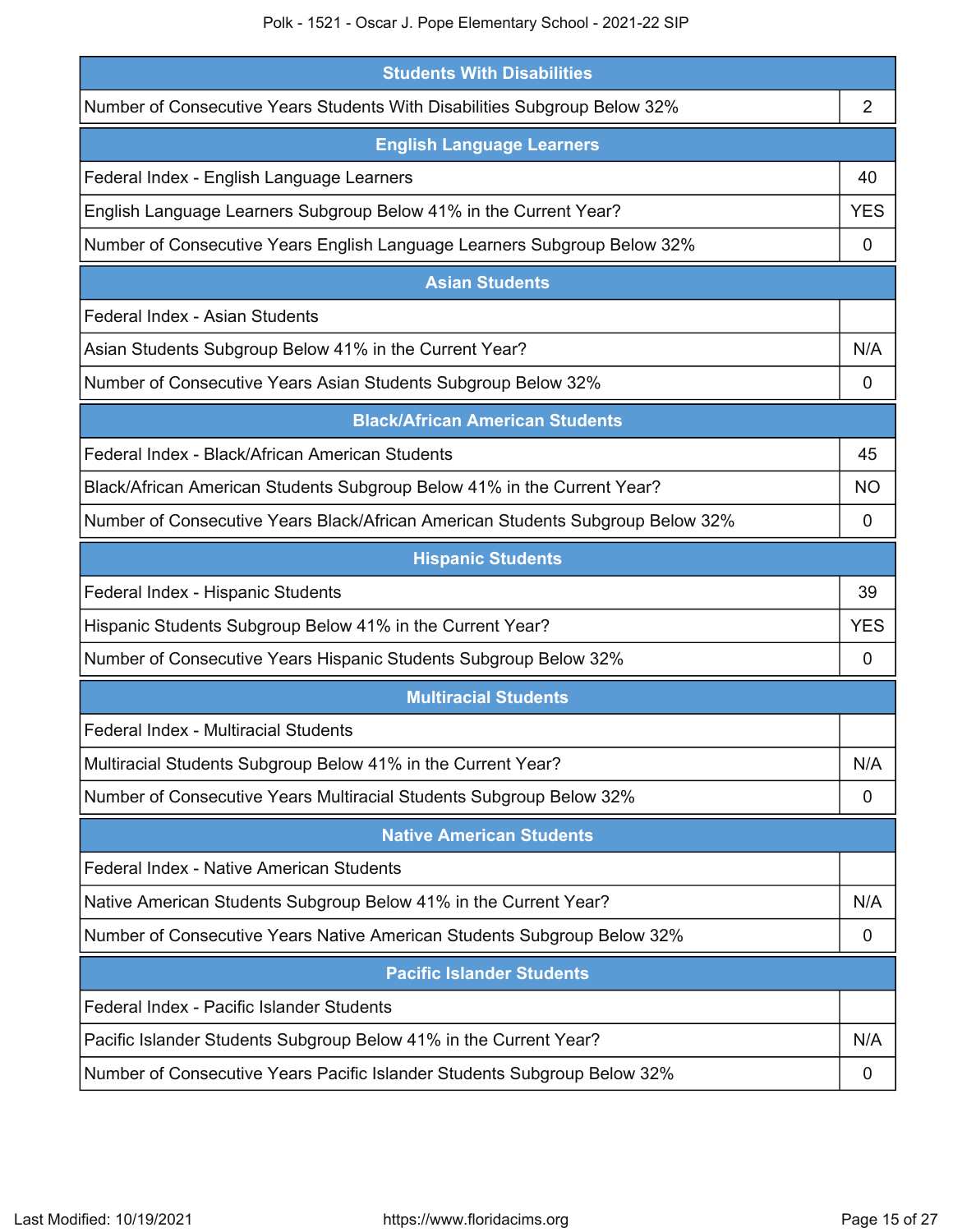| Students With Disabilities | |
|---|---|
| Number of Consecutive Years Students With Disabilities Subgroup Below 32% | 2 |

| English Language Learners | |
|---|---|
| Federal Index - English Language Learners | 40 |
| English Language Learners Subgroup Below 41% in the Current Year? | YES |
| Number of Consecutive Years English Language Learners Subgroup Below 32% | 0 |

| Asian Students | |
|---|---|
| Federal Index - Asian Students | |
| Asian Students Subgroup Below 41% in the Current Year? | N/A |
| Number of Consecutive Years Asian Students Subgroup Below 32% | 0 |

| Black/African American Students | |
|---|---|
| Federal Index - Black/African American Students | 45 |
| Black/African American Students Subgroup Below 41% in the Current Year? | NO |
| Number of Consecutive Years Black/African American Students Subgroup Below 32% | 0 |

| Hispanic Students | |
|---|---|
| Federal Index - Hispanic Students | 39 |
| Hispanic Students Subgroup Below 41% in the Current Year? | YES |
| Number of Consecutive Years Hispanic Students Subgroup Below 32% | 0 |

| Multiracial Students | |
|---|---|
| Federal Index - Multiracial Students | |
| Multiracial Students Subgroup Below 41% in the Current Year? | N/A |
| Number of Consecutive Years Multiracial Students Subgroup Below 32% | 0 |

| Native American Students | |
|---|---|
| Federal Index - Native American Students | |
| Native American Students Subgroup Below 41% in the Current Year? | N/A |
| Number of Consecutive Years Native American Students Subgroup Below 32% | 0 |

| Pacific Islander Students | |
|---|---|
| Federal Index - Pacific Islander Students | |
| Pacific Islander Students Subgroup Below 41% in the Current Year? | N/A |
| Number of Consecutive Years Pacific Islander Students Subgroup Below 32% | 0 |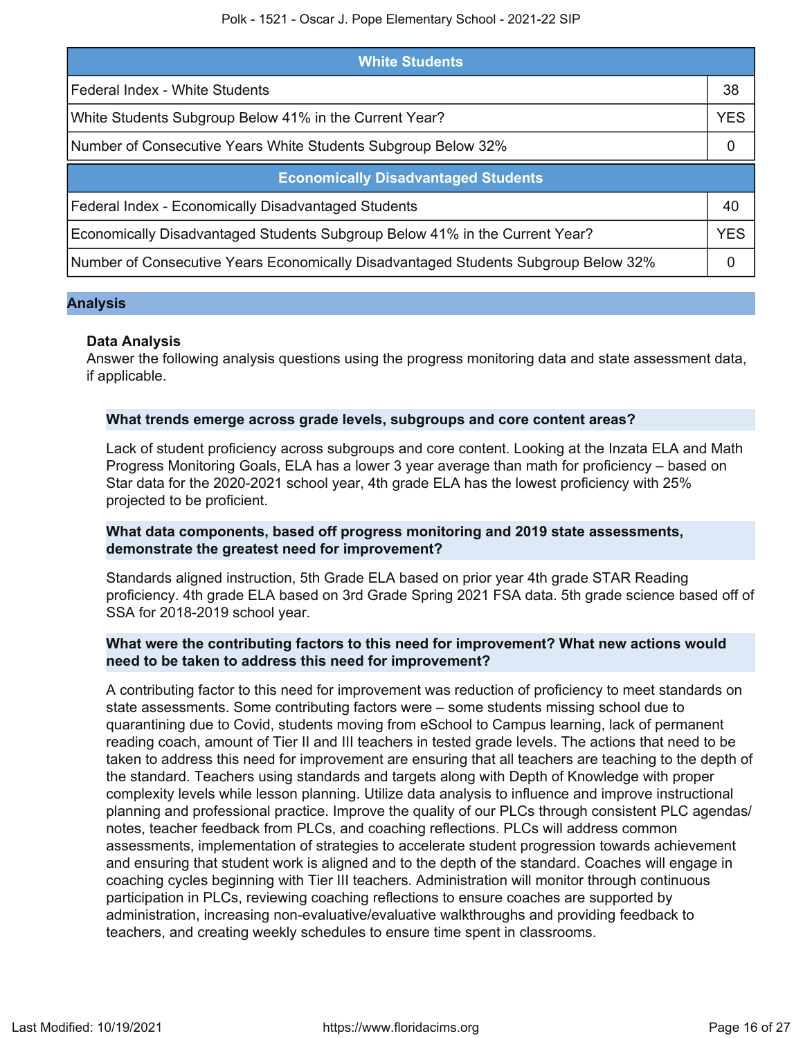| White Students | |
|---|---|
| Federal Index - White Students | 38 |
| White Students Subgroup Below 41% in the Current Year? | YES |
| Number of Consecutive Years White Students Subgroup Below 32% | 0 |

| Economically Disadvantaged Students | |
|---|---|
| Federal Index - Economically Disadvantaged Students | 40 |
| Economically Disadvantaged Students Subgroup Below 41% in the Current Year? | YES |
| Number of Consecutive Years Economically Disadvantaged Students Subgroup Below 32% | 0 |

## Analysis

### Data Analysis

Answer the following analysis questions using the progress monitoring data and state assessment data, if applicable.

**What trends emerge across grade levels, subgroups and core content areas?**

Lack of student proficiency across subgroups and core content. Looking at the Inzata ELA and Math Progress Monitoring Goals, ELA has a lower 3 year average than math for proficiency – based on Star data for the 2020-2021 school year, 4th grade ELA has the lowest proficiency with 25% projected to be proficient.

**What data components, based off progress monitoring and 2019 state assessments, demonstrate the greatest need for improvement?**

Standards aligned instruction, 5th Grade ELA based on prior year 4th grade STAR Reading proficiency. 4th grade ELA based on 3rd Grade Spring 2021 FSA data. 5th grade science based off of SSA for 2018-2019 school year.

**What were the contributing factors to this need for improvement? What new actions would need to be taken to address this need for improvement?**

A contributing factor to this need for improvement was reduction of proficiency to meet standards on state assessments. Some contributing factors were – some students missing school due to quarantining due to Covid, students moving from eSchool to Campus learning, lack of permanent reading coach, amount of Tier II and III teachers in tested grade levels. The actions that need to be taken to address this need for improvement are ensuring that all teachers are teaching to the depth of the standard. Teachers using standards and targets along with Depth of Knowledge with proper complexity levels while lesson planning. Utilize data analysis to influence and improve instructional planning and professional practice. Improve the quality of our PLCs through consistent PLC agendas/notes, teacher feedback from PLCs, and coaching reflections. PLCs will address common assessments, implementation of strategies to accelerate student progression towards achievement and ensuring that student work is aligned and to the depth of the standard. Coaches will engage in coaching cycles beginning with Tier III teachers. Administration will monitor through continuous participation in PLCs, reviewing coaching reflections to ensure coaches are supported by administration, increasing non-evaluative/evaluative walkthroughs and providing feedback to teachers, and creating weekly schedules to ensure time spent in classrooms.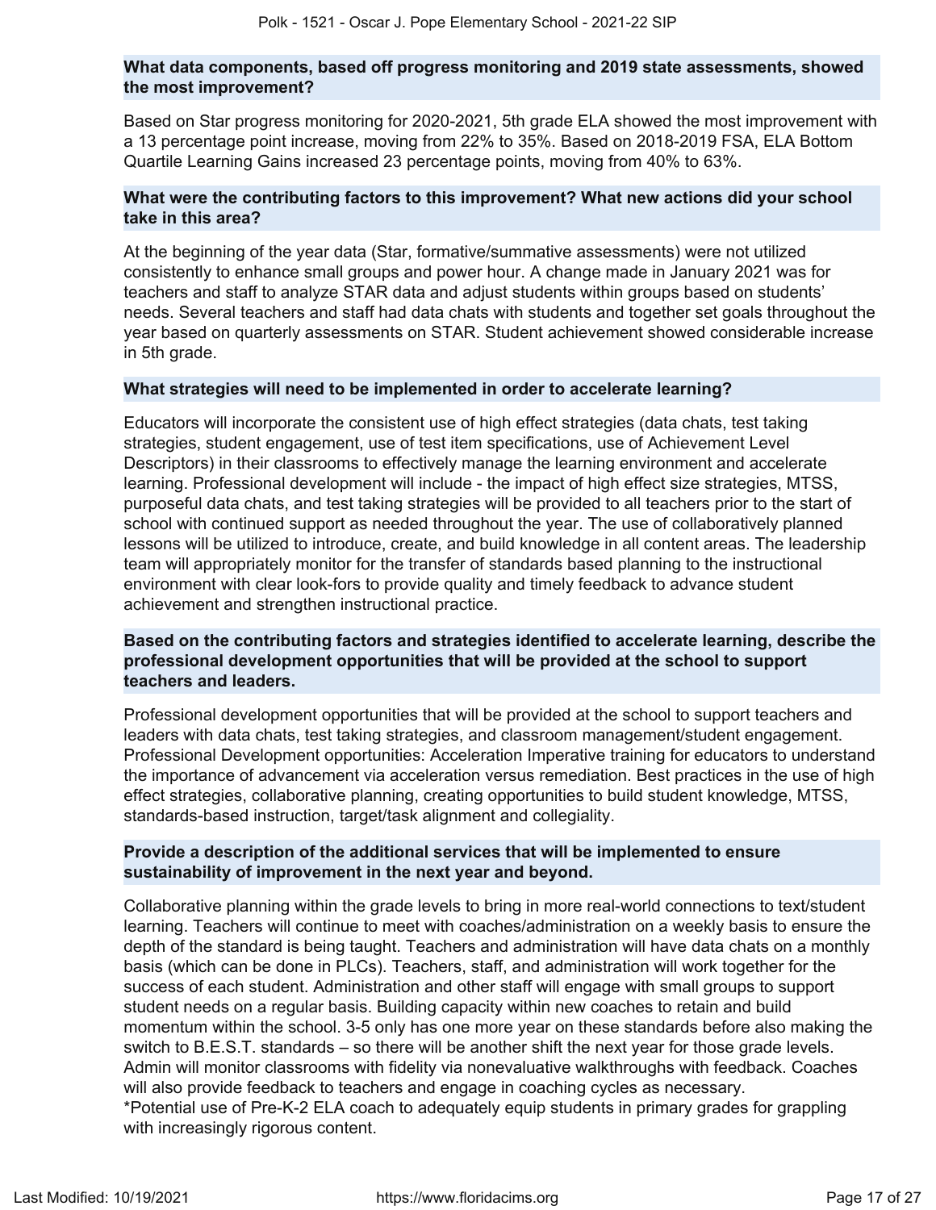**What data components, based off progress monitoring and 2019 state assessments, showed the most improvement?**

Based on Star progress monitoring for 2020-2021, 5th grade ELA showed the most improvement with a 13 percentage point increase, moving from 22% to 35%. Based on 2018-2019 FSA, ELA Bottom Quartile Learning Gains increased 23 percentage points, moving from 40% to 63%.

**What were the contributing factors to this improvement? What new actions did your school take in this area?**

At the beginning of the year data (Star, formative/summative assessments) were not utilized consistently to enhance small groups and power hour. A change made in January 2021 was for teachers and staff to analyze STAR data and adjust students within groups based on students' needs. Several teachers and staff had data chats with students and together set goals throughout the year based on quarterly assessments on STAR. Student achievement showed considerable increase in 5th grade.

**What strategies will need to be implemented in order to accelerate learning?**

Educators will incorporate the consistent use of high effect strategies (data chats, test taking strategies, student engagement, use of test item specifications, use of Achievement Level Descriptors) in their classrooms to effectively manage the learning environment and accelerate learning. Professional development will include - the impact of high effect size strategies, MTSS, purposeful data chats, and test taking strategies will be provided to all teachers prior to the start of school with continued support as needed throughout the year. The use of collaboratively planned lessons will be utilized to introduce, create, and build knowledge in all content areas. The leadership team will appropriately monitor for the transfer of standards based planning to the instructional environment with clear look-fors to provide quality and timely feedback to advance student achievement and strengthen instructional practice.

**Based on the contributing factors and strategies identified to accelerate learning, describe the professional development opportunities that will be provided at the school to support teachers and leaders.**

Professional development opportunities that will be provided at the school to support teachers and leaders with data chats, test taking strategies, and classroom management/student engagement. Professional Development opportunities: Acceleration Imperative training for educators to understand the importance of advancement via acceleration versus remediation. Best practices in the use of high effect strategies, collaborative planning, creating opportunities to build student knowledge, MTSS, standards-based instruction, target/task alignment and collegiality.

**Provide a description of the additional services that will be implemented to ensure sustainability of improvement in the next year and beyond.**

Collaborative planning within the grade levels to bring in more real-world connections to text/student learning. Teachers will continue to meet with coaches/administration on a weekly basis to ensure the depth of the standard is being taught. Teachers and administration will have data chats on a monthly basis (which can be done in PLCs). Teachers, staff, and administration will work together for the success of each student. Administration and other staff will engage with small groups to support student needs on a regular basis. Building capacity within new coaches to retain and build momentum within the school. 3-5 only has one more year on these standards before also making the switch to B.E.S.T. standards – so there will be another shift the next year for those grade levels. Admin will monitor classrooms with fidelity via nonevaluative walkthroughs with feedback. Coaches will also provide feedback to teachers and engage in coaching cycles as necessary.
*Potential use of Pre-K-2 ELA coach to adequately equip students in primary grades for grappling with increasingly rigorous content.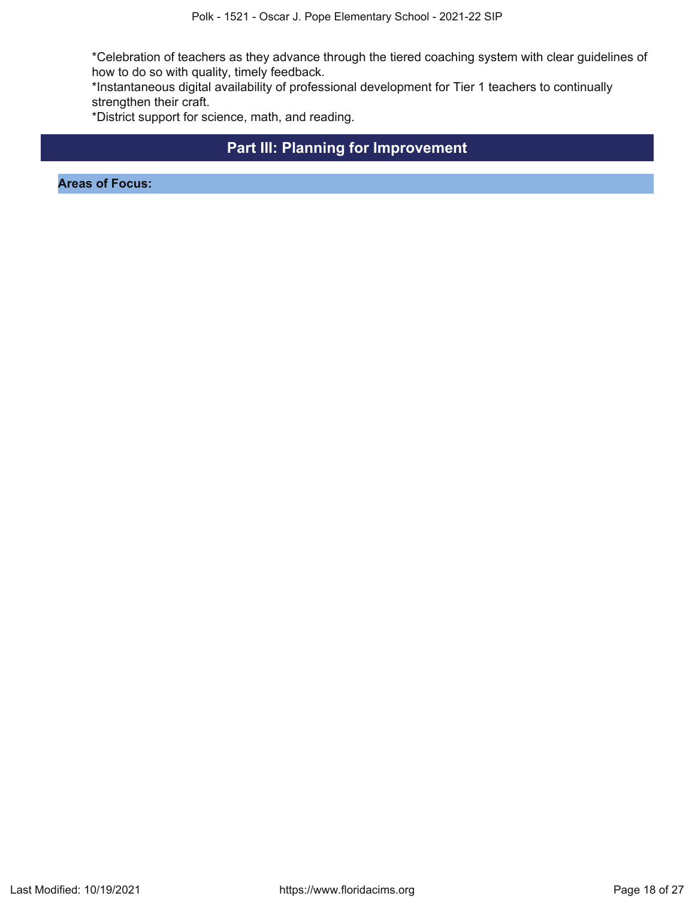*Celebration of teachers as they advance through the tiered coaching system with clear guidelines of how to do so with quality, timely feedback.
*Instantaneous digital availability of professional development for Tier 1 teachers to continually strengthen their craft.
*District support for science, math, and reading.

## Part III: Planning for Improvement

**Areas of Focus:**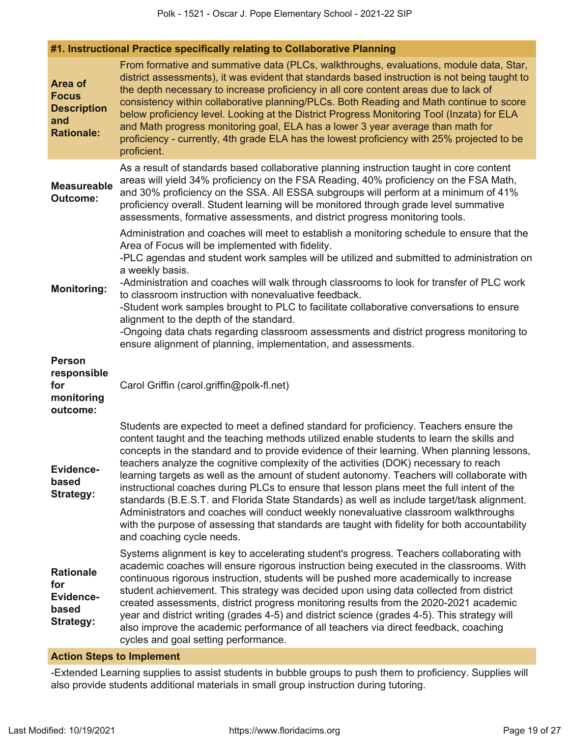### #1. Instructional Practice specifically relating to Collaborative Planning

| | |
|---|---|
| **Area of Focus Description and Rationale:** | From formative and summative data (PLCs, walkthroughs, evaluations, module data, Star, district assessments), it was evident that standards based instruction is not being taught to the depth necessary to increase proficiency in all core content areas due to lack of consistency within collaborative planning/PLCs. Both Reading and Math continue to score below proficiency level. Looking at the District Progress Monitoring Tool (Inzata) for ELA and Math progress monitoring goal, ELA has a lower 3 year average than math for proficiency - currently, 4th grade ELA has the lowest proficiency with 25% projected to be proficient. |
| **Measureable Outcome:** | As a result of standards based collaborative planning instruction taught in core content areas will yield 34% proficiency on the FSA Reading, 40% proficiency on the FSA Math, and 30% proficiency on the SSA. All ESSA subgroups will perform at a minimum of 41% proficiency overall. Student learning will be monitored through grade level summative assessments, formative assessments, and district progress monitoring tools. |
| **Monitoring:** | Administration and coaches will meet to establish a monitoring schedule to ensure that the Area of Focus will be implemented with fidelity.<br>-PLC agendas and student work samples will be utilized and submitted to administration on a weekly basis.<br>-Administration and coaches will walk through classrooms to look for transfer of PLC work to classroom instruction with nonevaluative feedback.<br>-Student work samples brought to PLC to facilitate collaborative conversations to ensure alignment to the depth of the standard.<br>-Ongoing data chats regarding classroom assessments and district progress monitoring to ensure alignment of planning, implementation, and assessments. |
| **Person responsible for monitoring outcome:** | Carol Griffin (carol.griffin@polk-fl.net) |
| **Evidence-based Strategy:** | Students are expected to meet a defined standard for proficiency. Teachers ensure the content taught and the teaching methods utilized enable students to learn the skills and concepts in the standard and to provide evidence of their learning. When planning lessons, teachers analyze the cognitive complexity of the activities (DOK) necessary to reach learning targets as well as the amount of student autonomy. Teachers will collaborate with instructional coaches during PLCs to ensure that lesson plans meet the full intent of the standards (B.E.S.T. and Florida State Standards) as well as include target/task alignment. Administrators and coaches will conduct weekly nonevaluative classroom walkthroughs with the purpose of assessing that standards are taught with fidelity for both accountability and coaching cycle needs. |
| **Rationale for Evidence-based Strategy:** | Systems alignment is key to accelerating student's progress. Teachers collaborating with academic coaches will ensure rigorous instruction being executed in the classrooms. With continuous rigorous instruction, students will be pushed more academically to increase student achievement. This strategy was decided upon using data collected from district created assessments, district progress monitoring results from the 2020-2021 academic year and district writing (grades 4-5) and district science (grades 4-5). This strategy will also improve the academic performance of all teachers via direct feedback, coaching cycles and goal setting performance. |

**Action Steps to Implement**

-Extended Learning supplies to assist students in bubble groups to push them to proficiency. Supplies will also provide students additional materials in small group instruction during tutoring.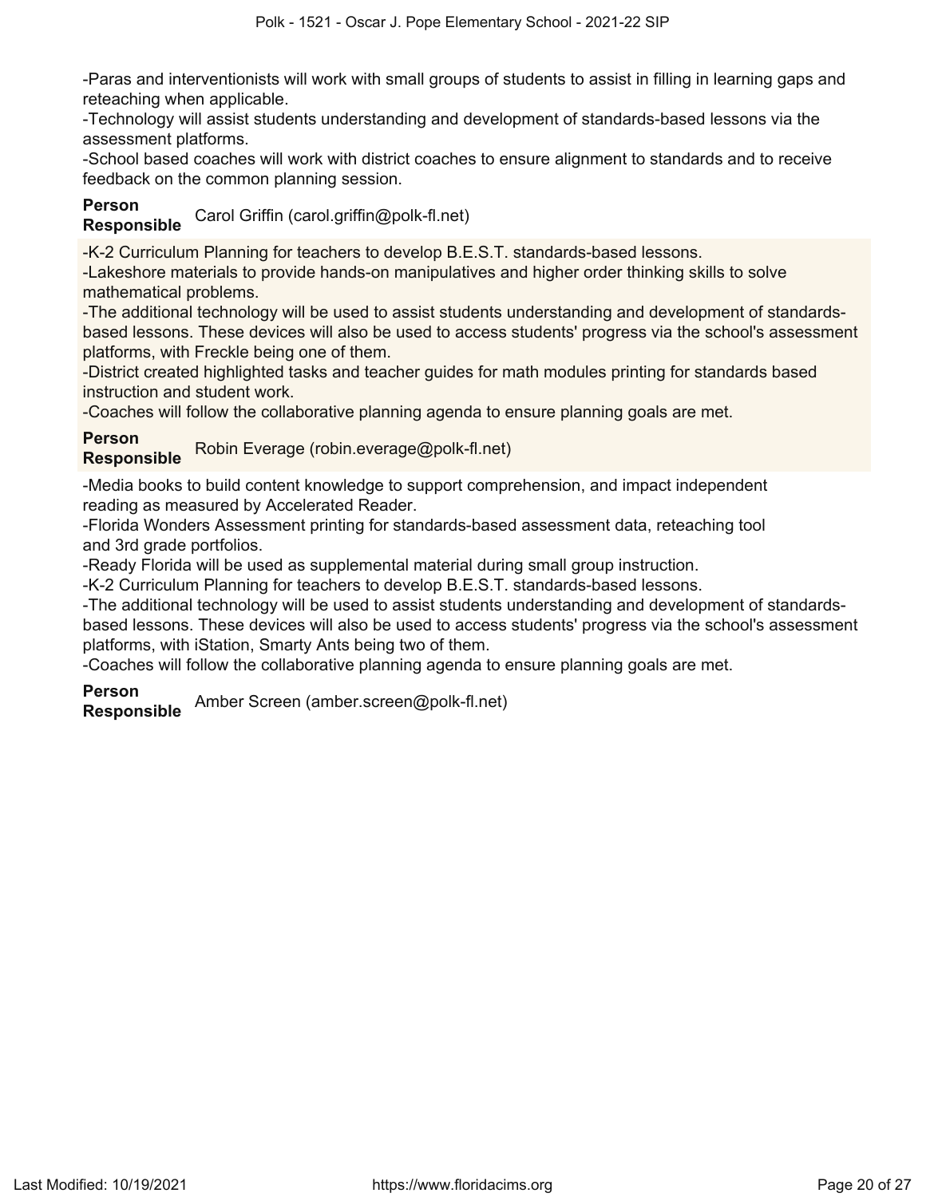-Paras and interventionists will work with small groups of students to assist in filling in learning gaps and reteaching when applicable.
-Technology will assist students understanding and development of standards-based lessons via the assessment platforms.
-School based coaches will work with district coaches to ensure alignment to standards and to receive feedback on the common planning session.

**Person Responsible** Carol Griffin (carol.griffin@polk-fl.net)

-K-2 Curriculum Planning for teachers to develop B.E.S.T. standards-based lessons.
-Lakeshore materials to provide hands-on manipulatives and higher order thinking skills to solve mathematical problems.
-The additional technology will be used to assist students understanding and development of standards-based lessons. These devices will also be used to access students' progress via the school's assessment platforms, with Freckle being one of them.
-District created highlighted tasks and teacher guides for math modules printing for standards based instruction and student work.
-Coaches will follow the collaborative planning agenda to ensure planning goals are met.

**Person Responsible** Robin Everage (robin.everage@polk-fl.net)

-Media books to build content knowledge to support comprehension, and impact independent reading as measured by Accelerated Reader.
-Florida Wonders Assessment printing for standards-based assessment data, reteaching tool and 3rd grade portfolios.
-Ready Florida will be used as supplemental material during small group instruction.
-K-2 Curriculum Planning for teachers to develop B.E.S.T. standards-based lessons.
-The additional technology will be used to assist students understanding and development of standards-based lessons. These devices will also be used to access students' progress via the school's assessment platforms, with iStation, Smarty Ants being two of them.
-Coaches will follow the collaborative planning agenda to ensure planning goals are met.

**Person Responsible** Amber Screen (amber.screen@polk-fl.net)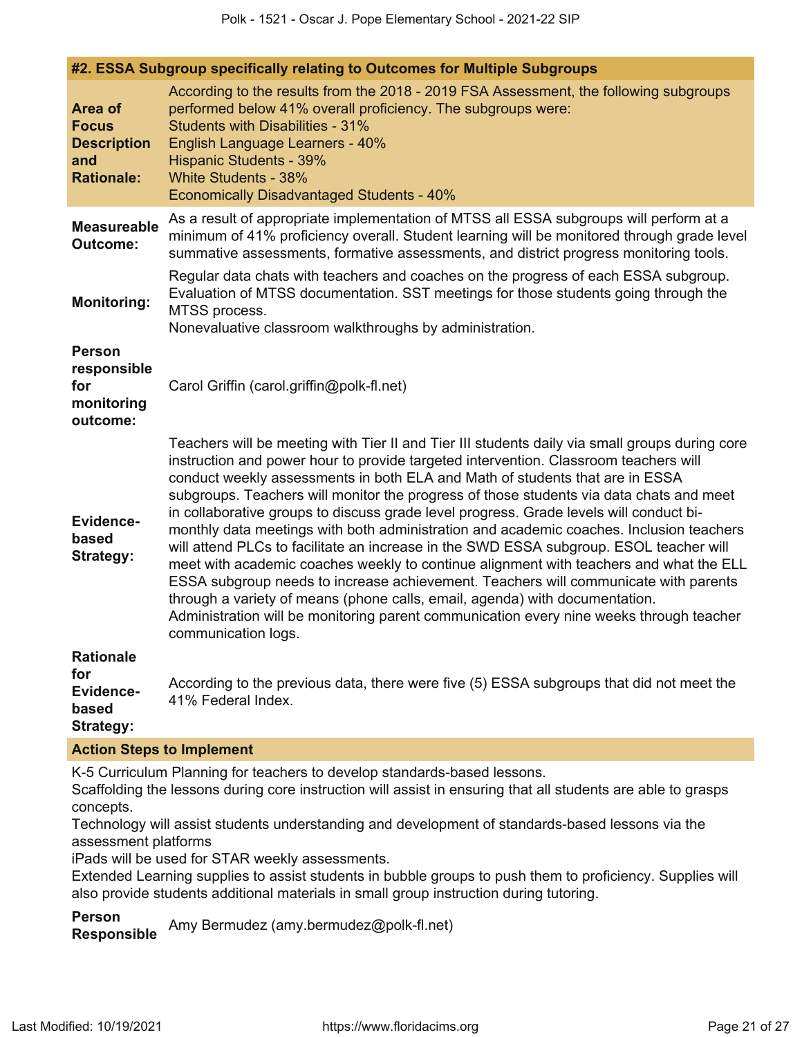## #2. ESSA Subgroup specifically relating to Outcomes for Multiple Subgroups

**Area of Focus Description and Rationale:**

According to the results from the 2018 - 2019 FSA Assessment, the following subgroups performed below 41% overall proficiency. The subgroups were:
Students with Disabilities - 31%
English Language Learners - 40%
Hispanic Students - 39%
White Students - 38%
Economically Disadvantaged Students - 40%

**Measureable Outcome:**

As a result of appropriate implementation of MTSS all ESSA subgroups will perform at a minimum of 41% proficiency overall. Student learning will be monitored through grade level summative assessments, formative assessments, and district progress monitoring tools.

**Monitoring:**

Regular data chats with teachers and coaches on the progress of each ESSA subgroup. Evaluation of MTSS documentation. SST meetings for those students going through the MTSS process.
Nonevaluative classroom walkthroughs by administration.

**Person responsible for monitoring outcome:**

Carol Griffin (carol.griffin@polk-fl.net)

**Evidence-based Strategy:**

Teachers will be meeting with Tier II and Tier III students daily via small groups during core instruction and power hour to provide targeted intervention. Classroom teachers will conduct weekly assessments in both ELA and Math of students that are in ESSA subgroups. Teachers will monitor the progress of those students via data chats and meet in collaborative groups to discuss grade level progress. Grade levels will conduct bi-monthly data meetings with both administration and academic coaches. Inclusion teachers will attend PLCs to facilitate an increase in the SWD ESSA subgroup. ESOL teacher will meet with academic coaches weekly to continue alignment with teachers and what the ELL ESSA subgroup needs to increase achievement. Teachers will communicate with parents through a variety of means (phone calls, email, agenda) with documentation.
Administration will be monitoring parent communication every nine weeks through teacher communication logs.

**Rationale for Evidence-based Strategy:**

According to the previous data, there were five (5) ESSA subgroups that did not meet the 41% Federal Index.

### Action Steps to Implement

K-5 Curriculum Planning for teachers to develop standards-based lessons.
Scaffolding the lessons during core instruction will assist in ensuring that all students are able to grasps concepts.
Technology will assist students understanding and development of standards-based lessons via the assessment platforms
iPads will be used for STAR weekly assessments.
Extended Learning supplies to assist students in bubble groups to push them to proficiency. Supplies will also provide students additional materials in small group instruction during tutoring.

**Person Responsible:** Amy Bermudez (amy.bermudez@polk-fl.net)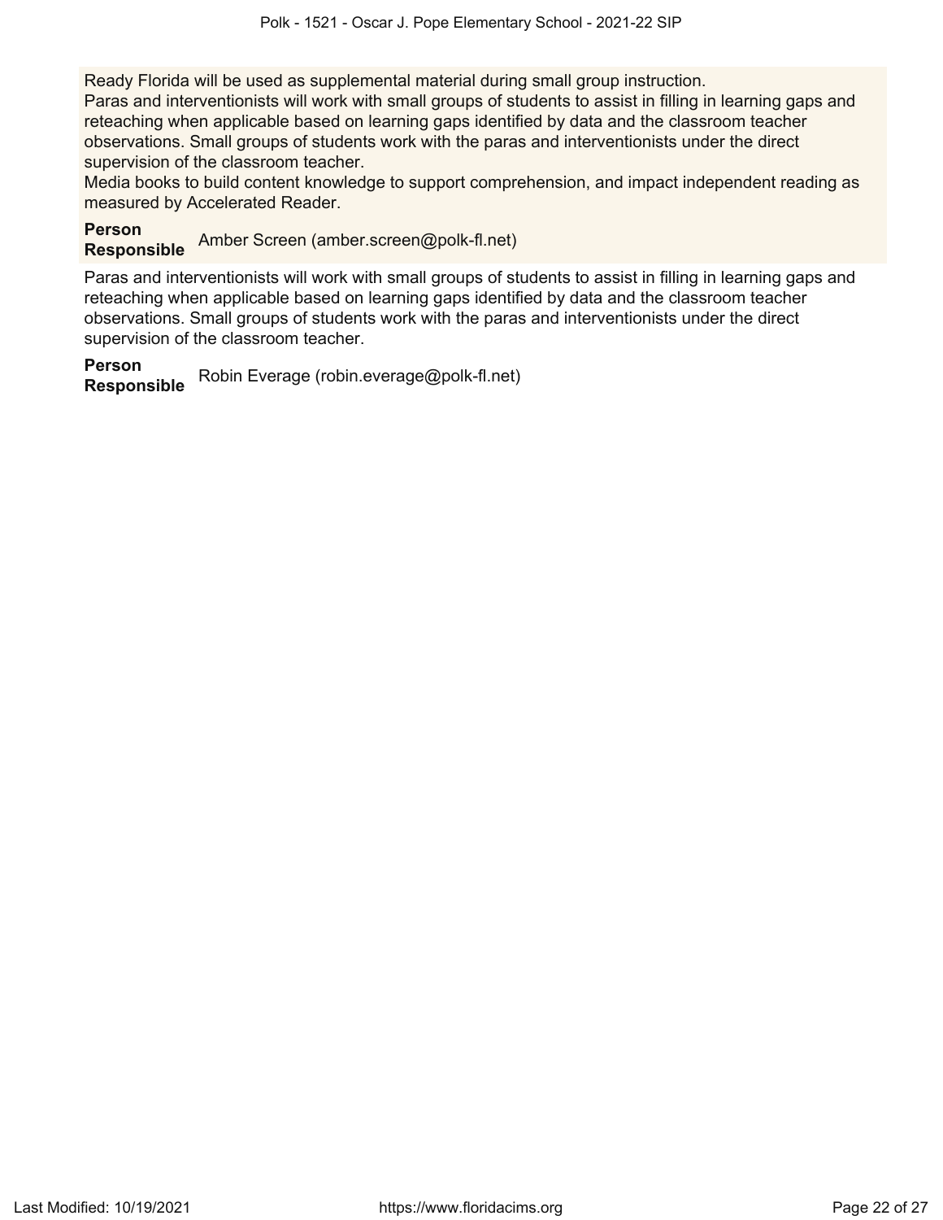Ready Florida will be used as supplemental material during small group instruction.
Paras and interventionists will work with small groups of students to assist in filling in learning gaps and reteaching when applicable based on learning gaps identified by data and the classroom teacher observations. Small groups of students work with the paras and interventionists under the direct supervision of the classroom teacher.
Media books to build content knowledge to support comprehension, and impact independent reading as measured by Accelerated Reader.

**Person Responsible** Amber Screen (amber.screen@polk-fl.net)

Paras and interventionists will work with small groups of students to assist in filling in learning gaps and reteaching when applicable based on learning gaps identified by data and the classroom teacher observations. Small groups of students work with the paras and interventionists under the direct supervision of the classroom teacher.

**Person Responsible** Robin Everage (robin.everage@polk-fl.net)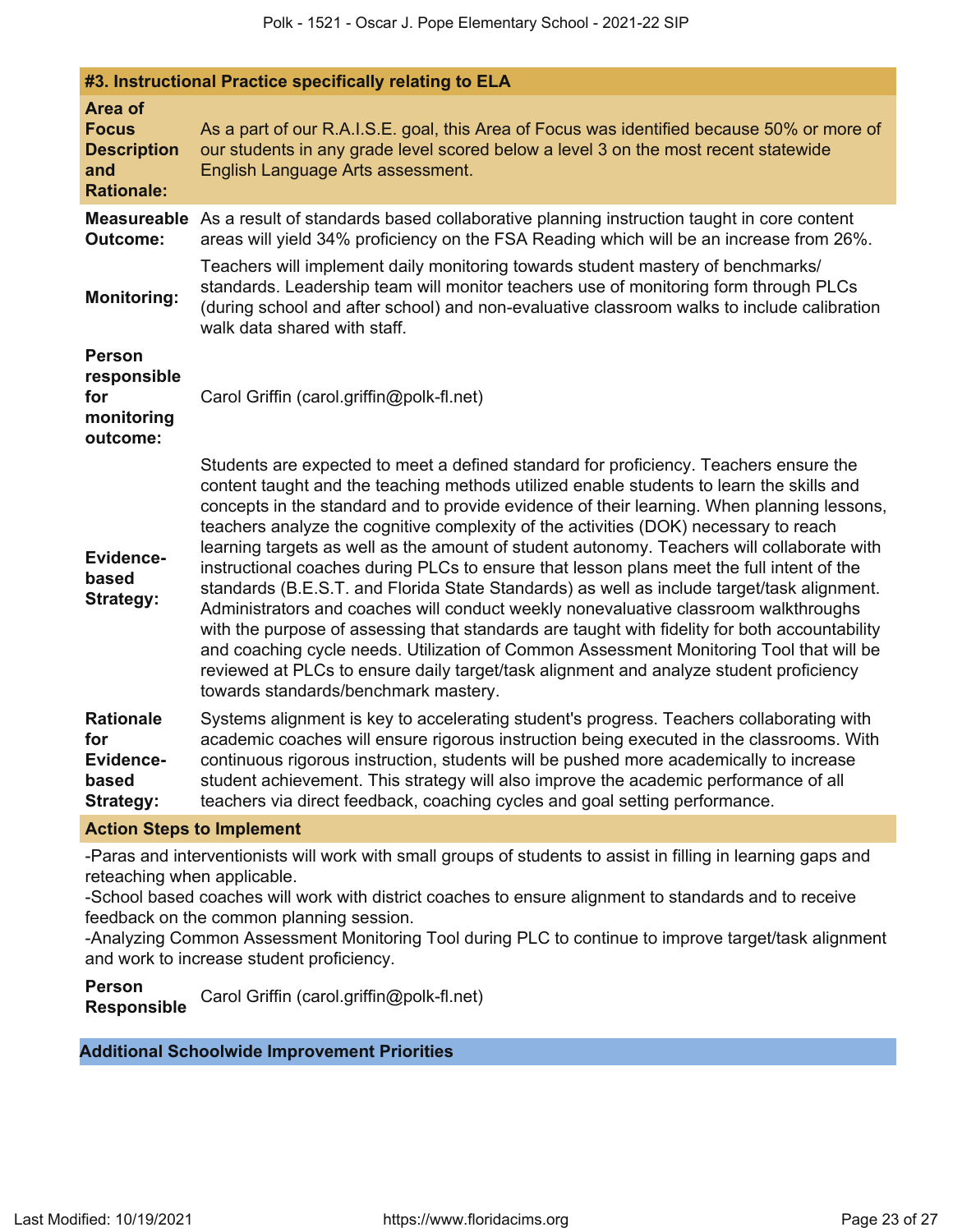### #3. Instructional Practice specifically relating to ELA

| | |
|---|---|
| **Area of Focus Description and Rationale:** | As a part of our R.A.I.S.E. goal, this Area of Focus was identified because 50% or more of our students in any grade level scored below a level 3 on the most recent statewide English Language Arts assessment. |
| **Measureable Outcome:** | As a result of standards based collaborative planning instruction taught in core content areas will yield 34% proficiency on the FSA Reading which will be an increase from 26%. |
| **Monitoring:** | Teachers will implement daily monitoring towards student mastery of benchmarks/ standards. Leadership team will monitor teachers use of monitoring form through PLCs (during school and after school) and non-evaluative classroom walks to include calibration walk data shared with staff. |
| **Person responsible for monitoring outcome:** | Carol Griffin (carol.griffin@polk-fl.net) |
| **Evidence-based Strategy:** | Students are expected to meet a defined standard for proficiency. Teachers ensure the content taught and the teaching methods utilized enable students to learn the skills and concepts in the standard and to provide evidence of their learning. When planning lessons, teachers analyze the cognitive complexity of the activities (DOK) necessary to reach learning targets as well as the amount of student autonomy. Teachers will collaborate with instructional coaches during PLCs to ensure that lesson plans meet the full intent of the standards (B.E.S.T. and Florida State Standards) as well as include target/task alignment. Administrators and coaches will conduct weekly nonevaluative classroom walkthroughs with the purpose of assessing that standards are taught with fidelity for both accountability and coaching cycle needs. Utilization of Common Assessment Monitoring Tool that will be reviewed at PLCs to ensure daily target/task alignment and analyze student proficiency towards standards/benchmark mastery. |
| **Rationale for Evidence-based Strategy:** | Systems alignment is key to accelerating student's progress. Teachers collaborating with academic coaches will ensure rigorous instruction being executed in the classrooms. With continuous rigorous instruction, students will be pushed more academically to increase student achievement. This strategy will also improve the academic performance of all teachers via direct feedback, coaching cycles and goal setting performance. |

**Action Steps to Implement**

-Paras and interventionists will work with small groups of students to assist in filling in learning gaps and reteaching when applicable.
-School based coaches will work with district coaches to ensure alignment to standards and to receive feedback on the common planning session.
-Analyzing Common Assessment Monitoring Tool during PLC to continue to improve target/task alignment and work to increase student proficiency.

**Person Responsible** Carol Griffin (carol.griffin@polk-fl.net)

## Additional Schoolwide Improvement Priorities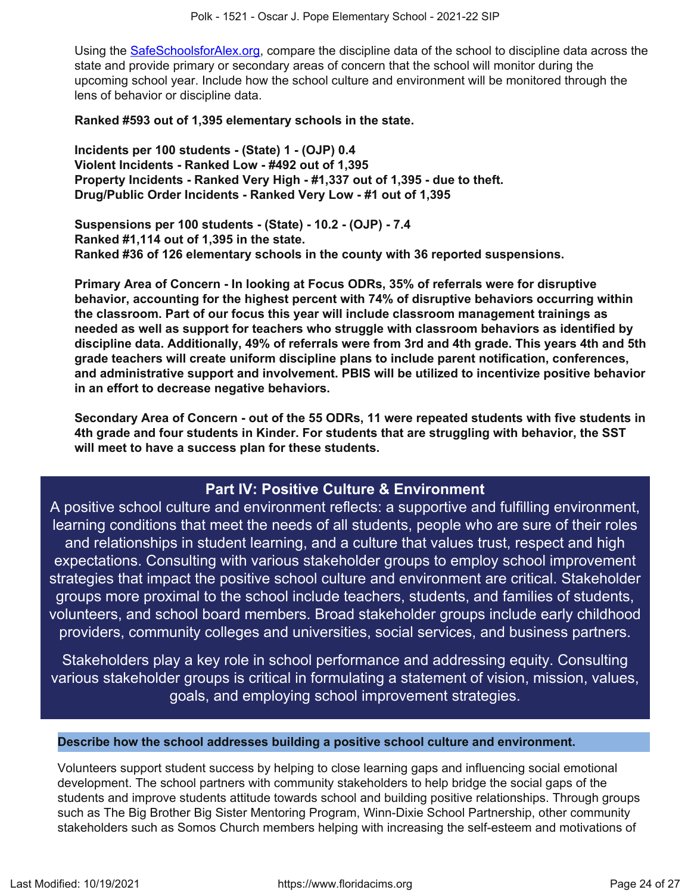Using the [SafeSchoolsforAlex.org](https://SafeSchoolsforAlex.org), compare the discipline data of the school to discipline data across the state and provide primary or secondary areas of concern that the school will monitor during the upcoming school year. Include how the school culture and environment will be monitored through the lens of behavior or discipline data.

**Ranked #593 out of 1,395 elementary schools in the state.**

**Incidents per 100 students - (State) 1 - (OJP) 0.4**
**Violent Incidents - Ranked Low - #492 out of 1,395**
**Property Incidents - Ranked Very High - #1,337 out of 1,395 - due to theft.**
**Drug/Public Order Incidents - Ranked Very Low - #1 out of 1,395**

**Suspensions per 100 students - (State) - 10.2 - (OJP) - 7.4**
**Ranked #1,114 out of 1,395 in the state.**
**Ranked #36 of 126 elementary schools in the county with 36 reported suspensions.**

**Primary Area of Concern - In looking at Focus ODRs, 35% of referrals were for disruptive behavior, accounting for the highest percent with 74% of disruptive behaviors occurring within the classroom. Part of our focus this year will include classroom management trainings as needed as well as support for teachers who struggle with classroom behaviors as identified by discipline data. Additionally, 49% of referrals were from 3rd and 4th grade. This years 4th and 5th grade teachers will create uniform discipline plans to include parent notification, conferences, and administrative support and involvement. PBIS will be utilized to incentivize positive behavior in an effort to decrease negative behaviors.**

**Secondary Area of Concern - out of the 55 ODRs, 11 were repeated students with five students in 4th grade and four students in Kinder. For students that are struggling with behavior, the SST will meet to have a success plan for these students.**

## Part IV: Positive Culture & Environment

A positive school culture and environment reflects: a supportive and fulfilling environment, learning conditions that meet the needs of all students, people who are sure of their roles and relationships in student learning, and a culture that values trust, respect and high expectations. Consulting with various stakeholder groups to employ school improvement strategies that impact the positive school culture and environment are critical. Stakeholder groups more proximal to the school include teachers, students, and families of students, volunteers, and school board members. Broad stakeholder groups include early childhood providers, community colleges and universities, social services, and business partners.

Stakeholders play a key role in school performance and addressing equity. Consulting various stakeholder groups is critical in formulating a statement of vision, mission, values, goals, and employing school improvement strategies.

### Describe how the school addresses building a positive school culture and environment.

Volunteers support student success by helping to close learning gaps and influencing social emotional development. The school partners with community stakeholders to help bridge the social gaps of the students and improve students attitude towards school and building positive relationships. Through groups such as The Big Brother Big Sister Mentoring Program, Winn-Dixie School Partnership, other community stakeholders such as Somos Church members helping with increasing the self-esteem and motivations of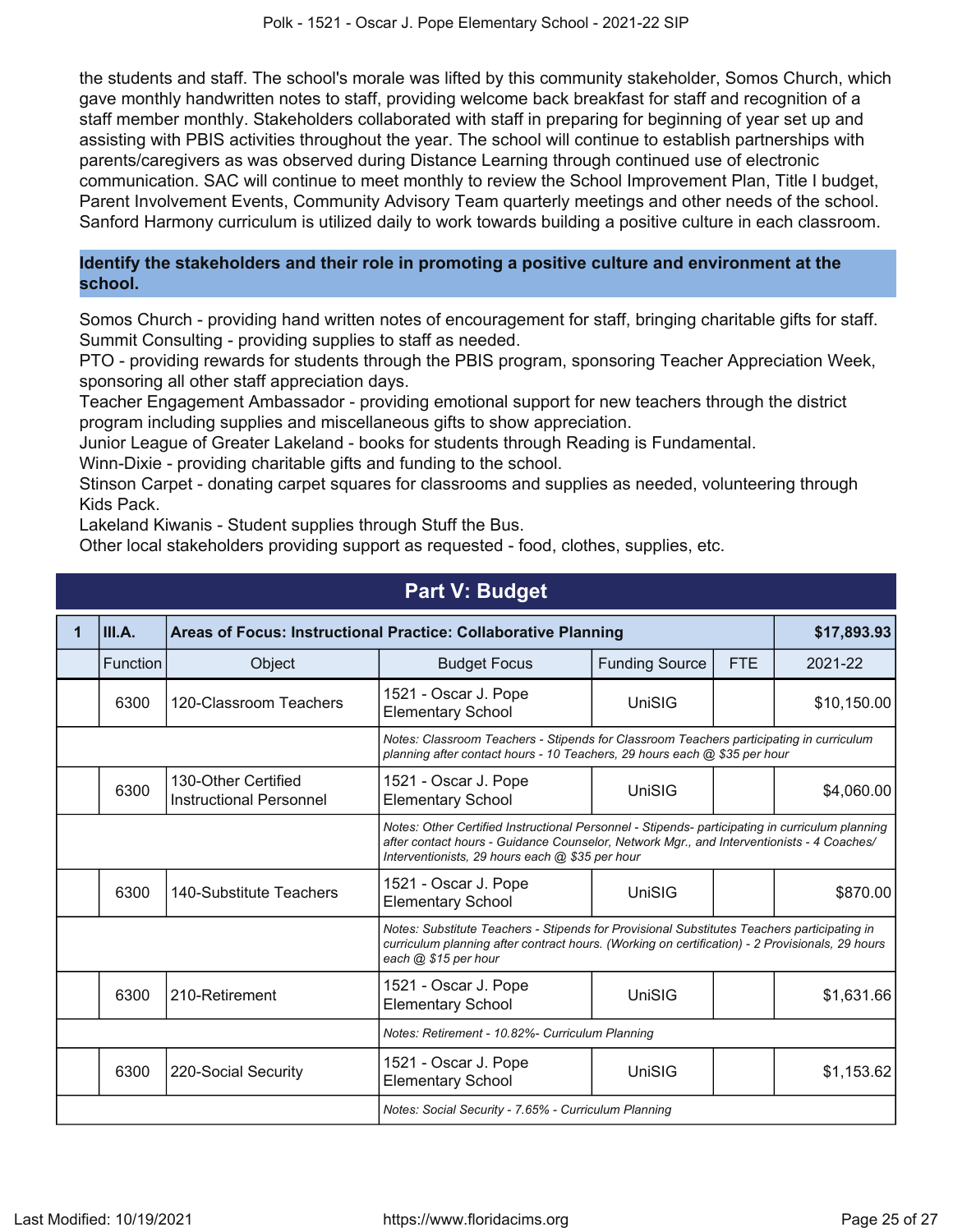the students and staff. The school's morale was lifted by this community stakeholder, Somos Church, which gave monthly handwritten notes to staff, providing welcome back breakfast for staff and recognition of a staff member monthly. Stakeholders collaborated with staff in preparing for beginning of year set up and assisting with PBIS activities throughout the year. The school will continue to establish partnerships with parents/caregivers as was observed during Distance Learning through continued use of electronic communication. SAC will continue to meet monthly to review the School Improvement Plan, Title I budget, Parent Involvement Events, Community Advisory Team quarterly meetings and other needs of the school. Sanford Harmony curriculum is utilized daily to work towards building a positive culture in each classroom.

### Identify the stakeholders and their role in promoting a positive culture and environment at the school.

Somos Church - providing hand written notes of encouragement for staff, bringing charitable gifts for staff.
Summit Consulting - providing supplies to staff as needed.
PTO - providing rewards for students through the PBIS program, sponsoring Teacher Appreciation Week, sponsoring all other staff appreciation days.
Teacher Engagement Ambassador - providing emotional support for new teachers through the district program including supplies and miscellaneous gifts to show appreciation.
Junior League of Greater Lakeland - books for students through Reading is Fundamental.
Winn-Dixie - providing charitable gifts and funding to the school.
Stinson Carpet - donating carpet squares for classrooms and supplies as needed, volunteering through Kids Pack.
Lakeland Kiwanis - Student supplies through Stuff the Bus.
Other local stakeholders providing support as requested - food, clothes, supplies, etc.

## Part V: Budget

| 1 | III.A. | Areas of Focus: Instructional Practice: Collaborative Planning | | | | $17,893.93 |
|---|---|---|---|---|---|---|
| | Function | Object | Budget Focus | Funding Source | FTE | 2021-22 |
| | 6300 | 120-Classroom Teachers | 1521 - Oscar J. Pope Elementary School | UniSIG | | $10,150.00 |
| | | | *Notes: Classroom Teachers - Stipends for Classroom Teachers participating in curriculum planning after contact hours - 10 Teachers, 29 hours each @ $35 per hour* | | | |
| | 6300 | 130-Other Certified Instructional Personnel | 1521 - Oscar J. Pope Elementary School | UniSIG | | $4,060.00 |
| | | | *Notes: Other Certified Instructional Personnel - Stipends- participating in curriculum planning after contact hours - Guidance Counselor, Network Mgr., and Interventionists - 4 Coaches/ Interventionists, 29 hours each @ $35 per hour* | | | |
| | 6300 | 140-Substitute Teachers | 1521 - Oscar J. Pope Elementary School | UniSIG | | $870.00 |
| | | | *Notes: Substitute Teachers - Stipends for Provisional Substitutes Teachers participating in curriculum planning after contract hours. (Working on certification) - 2 Provisionals, 29 hours each @ $15 per hour* | | | |
| | 6300 | 210-Retirement | 1521 - Oscar J. Pope Elementary School | UniSIG | | $1,631.66 |
| | | | *Notes: Retirement - 10.82%- Curriculum Planning* | | | |
| | 6300 | 220-Social Security | 1521 - Oscar J. Pope Elementary School | UniSIG | | $1,153.62 |
| | | | *Notes: Social Security - 7.65% - Curriculum Planning* | | | |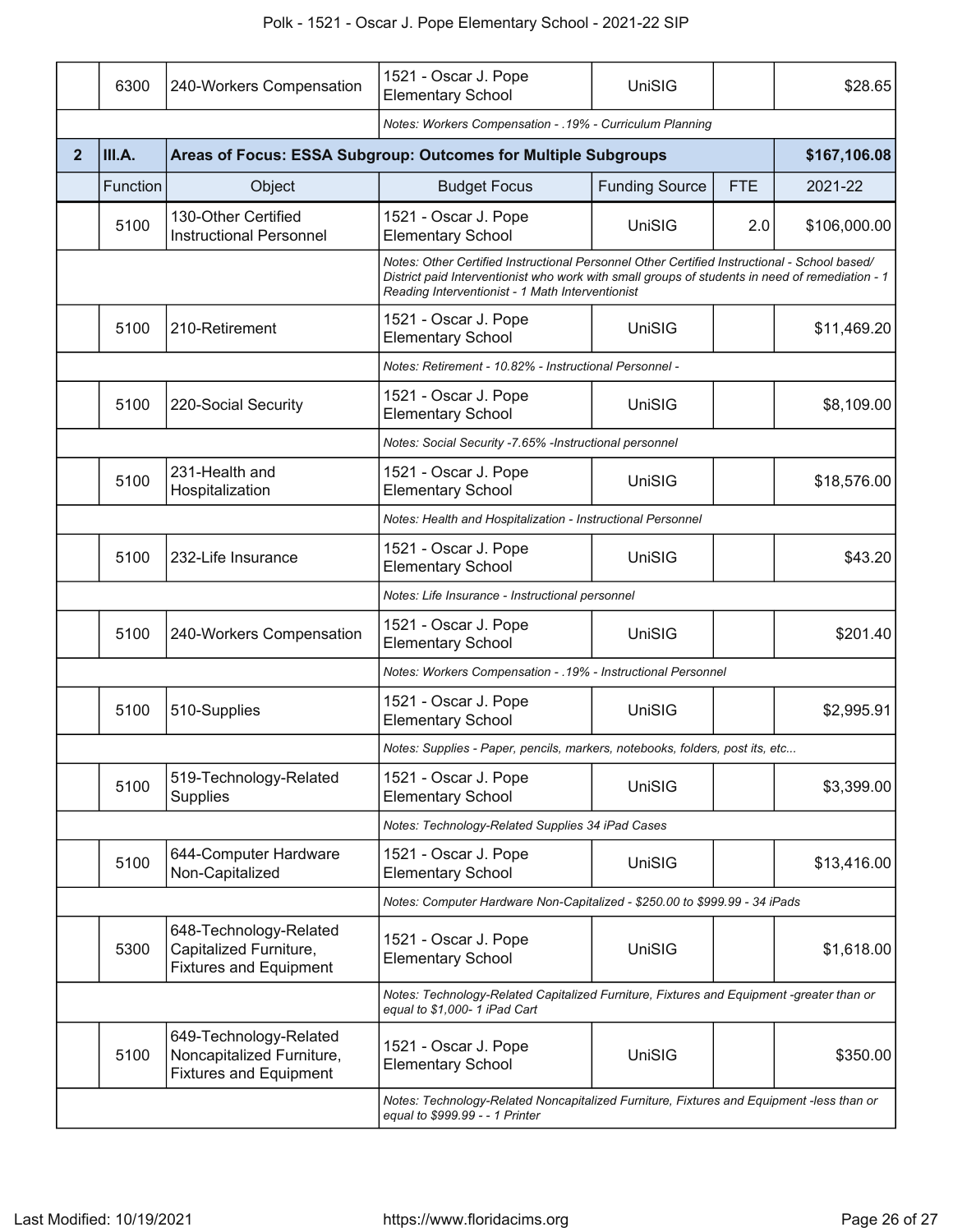| | Function | Object | Budget Focus | Funding Source | FTE | 2021-22 |
|---|---|---|---|---|---|---|
| | 6300 | 240-Workers Compensation | 1521 - Oscar J. Pope Elementary School | UniSIG | | $28.65 |
| | | | *Notes: Workers Compensation - .19% - Curriculum Planning* | | | |
| **2** | **III.A.** | **Areas of Focus: ESSA Subgroup: Outcomes for Multiple Subgroups** | | | | **$167,106.08** |
| | Function | Object | Budget Focus | Funding Source | FTE | 2021-22 |
| | 5100 | 130-Other Certified Instructional Personnel | 1521 - Oscar J. Pope Elementary School | UniSIG | 2.0 | $106,000.00 |
| | | | *Notes: Other Certified Instructional Personnel Other Certified Instructional - School based/ District paid Interventionist who work with small groups of students in need of remediation - 1 Reading Interventionist - 1 Math Interventionist* | | | |
| | 5100 | 210-Retirement | 1521 - Oscar J. Pope Elementary School | UniSIG | | $11,469.20 |
| | | | *Notes: Retirement - 10.82% - Instructional Personnel -* | | | |
| | 5100 | 220-Social Security | 1521 - Oscar J. Pope Elementary School | UniSIG | | $8,109.00 |
| | | | *Notes: Social Security -7.65% -Instructional personnel* | | | |
| | 5100 | 231-Health and Hospitalization | 1521 - Oscar J. Pope Elementary School | UniSIG | | $18,576.00 |
| | | | *Notes: Health and Hospitalization - Instructional Personnel* | | | |
| | 5100 | 232-Life Insurance | 1521 - Oscar J. Pope Elementary School | UniSIG | | $43.20 |
| | | | *Notes: Life Insurance - Instructional personnel* | | | |
| | 5100 | 240-Workers Compensation | 1521 - Oscar J. Pope Elementary School | UniSIG | | $201.40 |
| | | | *Notes: Workers Compensation - .19% - Instructional Personnel* | | | |
| | 5100 | 510-Supplies | 1521 - Oscar J. Pope Elementary School | UniSIG | | $2,995.91 |
| | | | *Notes: Supplies - Paper, pencils, markers, notebooks, folders, post its, etc...* | | | |
| | 5100 | 519-Technology-Related Supplies | 1521 - Oscar J. Pope Elementary School | UniSIG | | $3,399.00 |
| | | | *Notes: Technology-Related Supplies 34 iPad Cases* | | | |
| | 5100 | 644-Computer Hardware Non-Capitalized | 1521 - Oscar J. Pope Elementary School | UniSIG | | $13,416.00 |
| | | | *Notes: Computer Hardware Non-Capitalized - $250.00 to $999.99 - 34 iPads* | | | |
| | 5300 | 648-Technology-Related Capitalized Furniture, Fixtures and Equipment | 1521 - Oscar J. Pope Elementary School | UniSIG | | $1,618.00 |
| | | | *Notes: Technology-Related Capitalized Furniture, Fixtures and Equipment -greater than or equal to $1,000- 1 iPad Cart* | | | |
| | 5100 | 649-Technology-Related Noncapitalized Furniture, Fixtures and Equipment | 1521 - Oscar J. Pope Elementary School | UniSIG | | $350.00 |
| | | | *Notes: Technology-Related Noncapitalized Furniture, Fixtures and Equipment -less than or equal to $999.99 - - 1 Printer* | | | |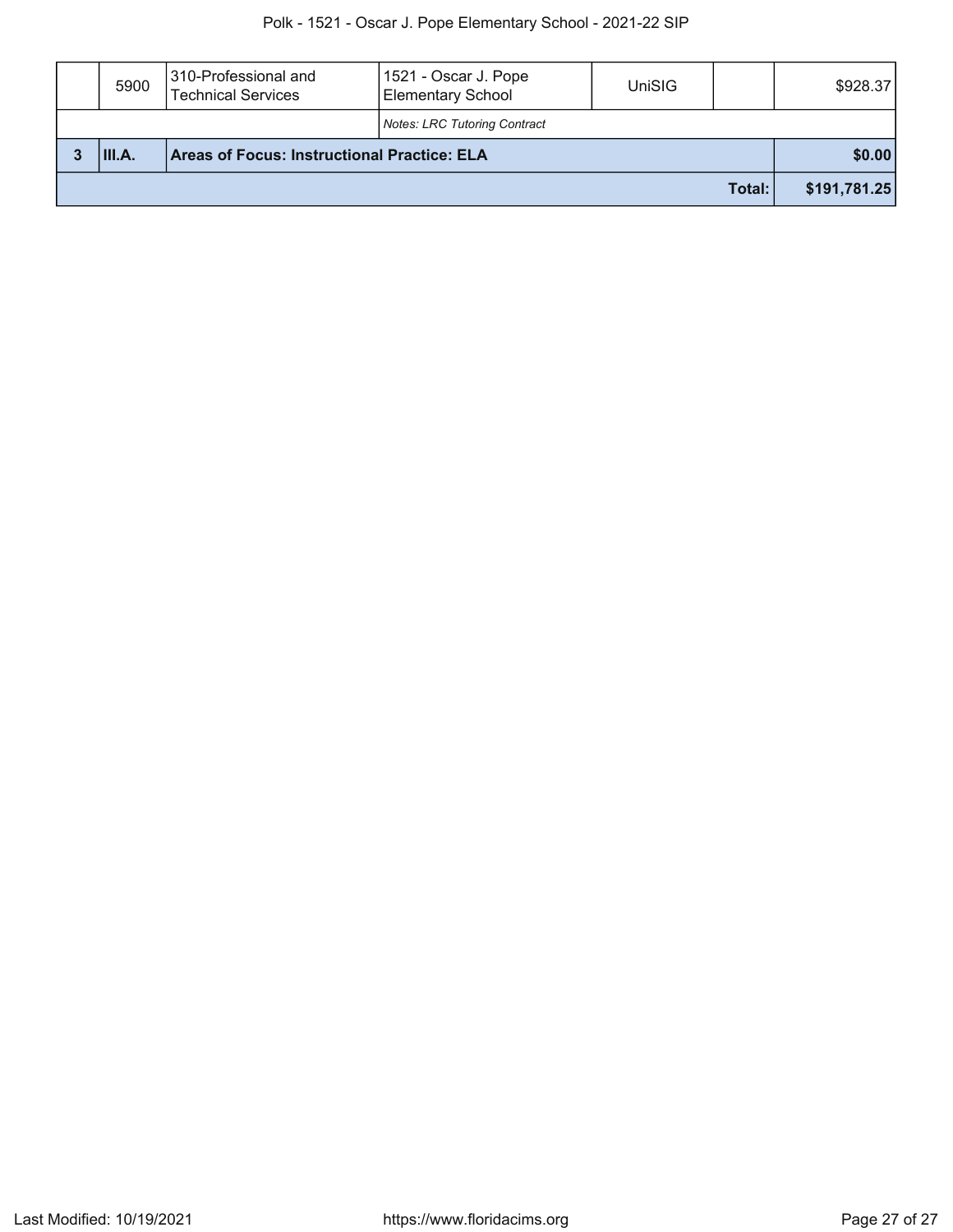| | | | | | | |
|---|---|---|---|---|---|---|
| | 5900 | 310-Professional and Technical Services | 1521 - Oscar J. Pope Elementary School | UniSIG | | $928.37 |
| | | | *Notes: LRC Tutoring Contract* | | | |
| **3** | **III.A.** | **Areas of Focus: Instructional Practice: ELA** | | | | **$0.00** |
| | | | | | **Total:** | **$191,781.25** |